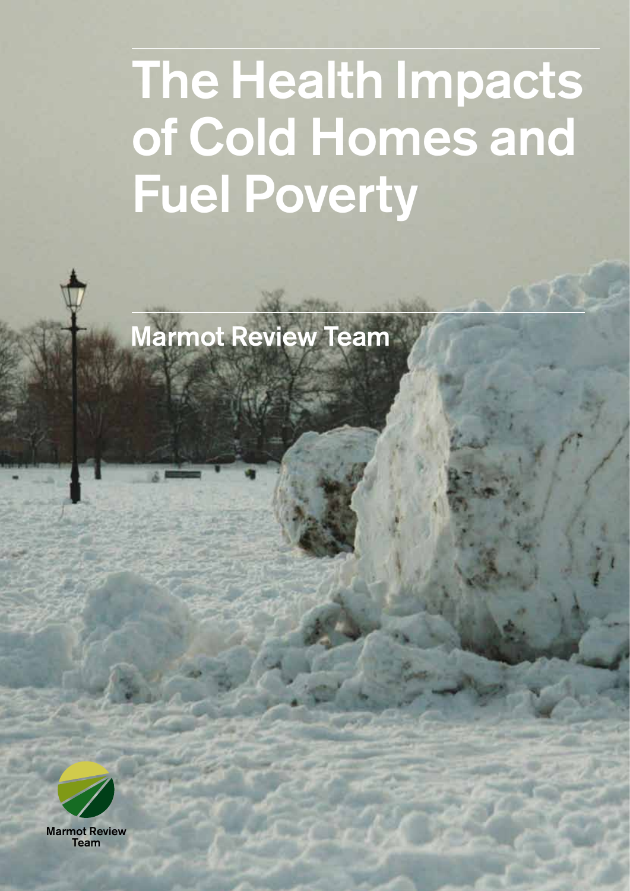# The Health Impacts of Cold Homes and Fuel Poverty

## Marmot Review Team

Marmot Review Team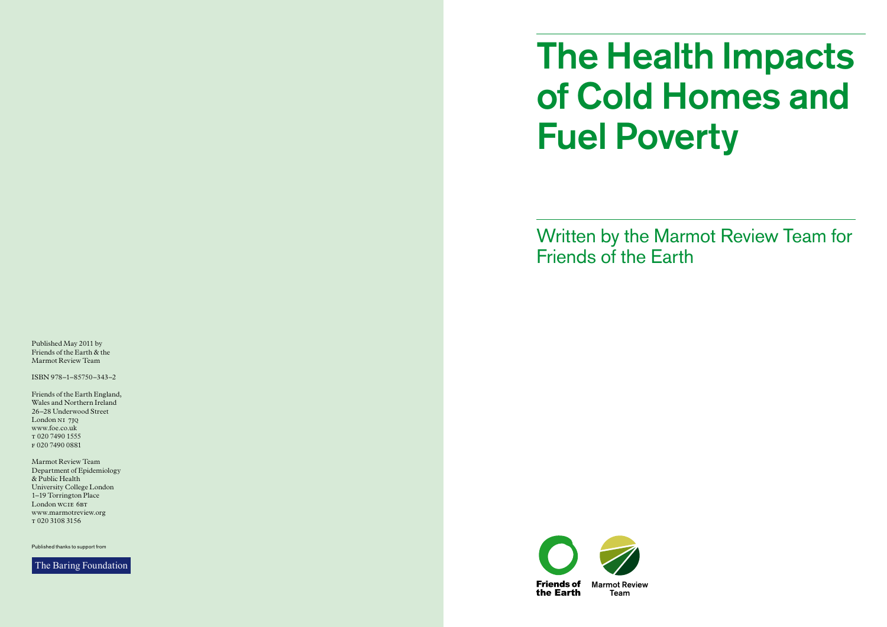Published May 2011 by
Friends of the Earth & the
Marmot Review Team

ISBN 978–1–85750–343–2

Friends of the Earth England,
Wales and Northern Ireland
26–28 Underwood Street
London N1 7JQ
www.foe.co.uk
T 020 7490 1555
F 020 7490 0881

Marmot Review Team
Department of Epidemiology
& Public Health
University College London
1–19 Torrington Place
London WC1E 6BT
www.marmotreview.org
T 020 3108 3156

Published thanks to support from

The Baring Foundation

# The Health Impacts of Cold Homes and Fuel Poverty

Written by the Marmot Review Team for Friends of the Earth

Friends of the Earth

Marmot Review Team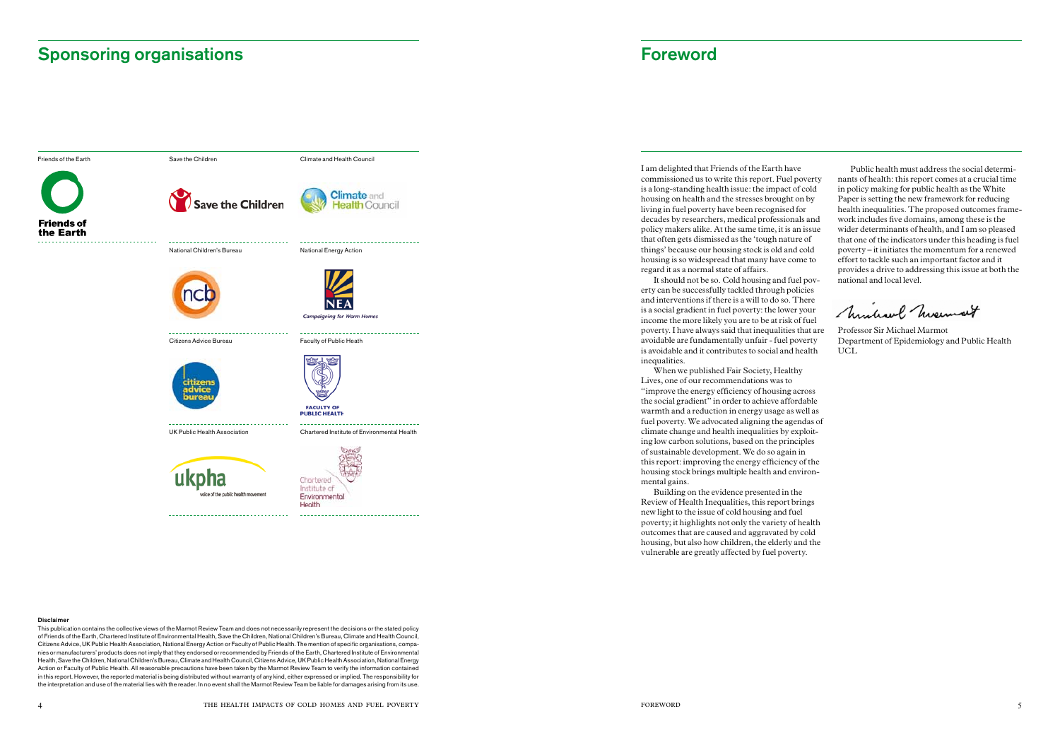## Sponsoring organisations

Friends of the Earth

Save the Children

Climate and Health Council

National Children's Bureau

National Energy Action

Citizens Advice Bureau

Faculty of Public Heath

UK Public Health Association

Chartered Institute of Environmental Health

**Disclaimer**

This publication contains the collective views of the Marmot Review Team and does not necessarily represent the decisions or the stated policy of Friends of the Earth, Chartered Institute of Environmental Health, Save the Children, National Children's Bureau, Climate and Health Council, Citizens Advice, UK Public Health Association, National Energy Action or Faculty of Public Health. The mention of specific organisations, companies or manufacturers' products does not imply that they endorsed or recommended by Friends of the Earth, Chartered Institute of Environmental Health, Save the Children, National Children's Bureau, Climate and Health Council, Citizens Advice, UK Public Health Association, National Energy Action or Faculty of Public Health. All reasonable precautions have been taken by the Marmot Review Team to verify the information contained in this report. However, the reported material is being distributed without warranty of any kind, either expressed or implied. The responsibility for the interpretation and use of the material lies with the reader. In no event shall the Marmot Review Team be liable for damages arising from its use.

## Foreword

I am delighted that Friends of the Earth have commissioned us to write this report. Fuel poverty is a long-standing health issue: the impact of cold housing on health and the stresses brought on by living in fuel poverty have been recognised for decades by researchers, medical professionals and policy makers alike. At the same time, it is an issue that often gets dismissed as the 'tough nature of things' because our housing stock is old and cold housing is so widespread that many have come to regard it as a normal state of affairs.

It should not be so. Cold housing and fuel poverty can be successfully tackled through policies and interventions if there is a will to do so. There is a social gradient in fuel poverty: the lower your income the more likely you are to be at risk of fuel poverty. I have always said that inequalities that are avoidable are fundamentally unfair - fuel poverty is avoidable and it contributes to social and health inequalities.

When we published Fair Society, Healthy Lives, one of our recommendations was to "improve the energy efficiency of housing across the social gradient" in order to achieve affordable warmth and a reduction in energy usage as well as fuel poverty. We advocated aligning the agendas of climate change and health inequalities by exploiting low carbon solutions, based on the principles of sustainable development. We do so again in this report: improving the energy efficiency of the housing stock brings multiple health and environmental gains.

Building on the evidence presented in the Review of Health Inequalities, this report brings new light to the issue of cold housing and fuel poverty; it highlights not only the variety of health outcomes that are caused and aggravated by cold housing, but also how children, the elderly and the vulnerable are greatly affected by fuel poverty.

Public health must address the social determinants of health: this report comes at a crucial time in policy making for public health as the White Paper is setting the new framework for reducing health inequalities. The proposed outcomes framework includes five domains, among these is the wider determinants of health, and I am so pleased that one of the indicators under this heading is fuel poverty – it initiates the momentum for a renewed effort to tackle such an important factor and it provides a drive to addressing this issue at both the national and local level.

Professor Sir Michael Marmot
Department of Epidemiology and Public Health
UCL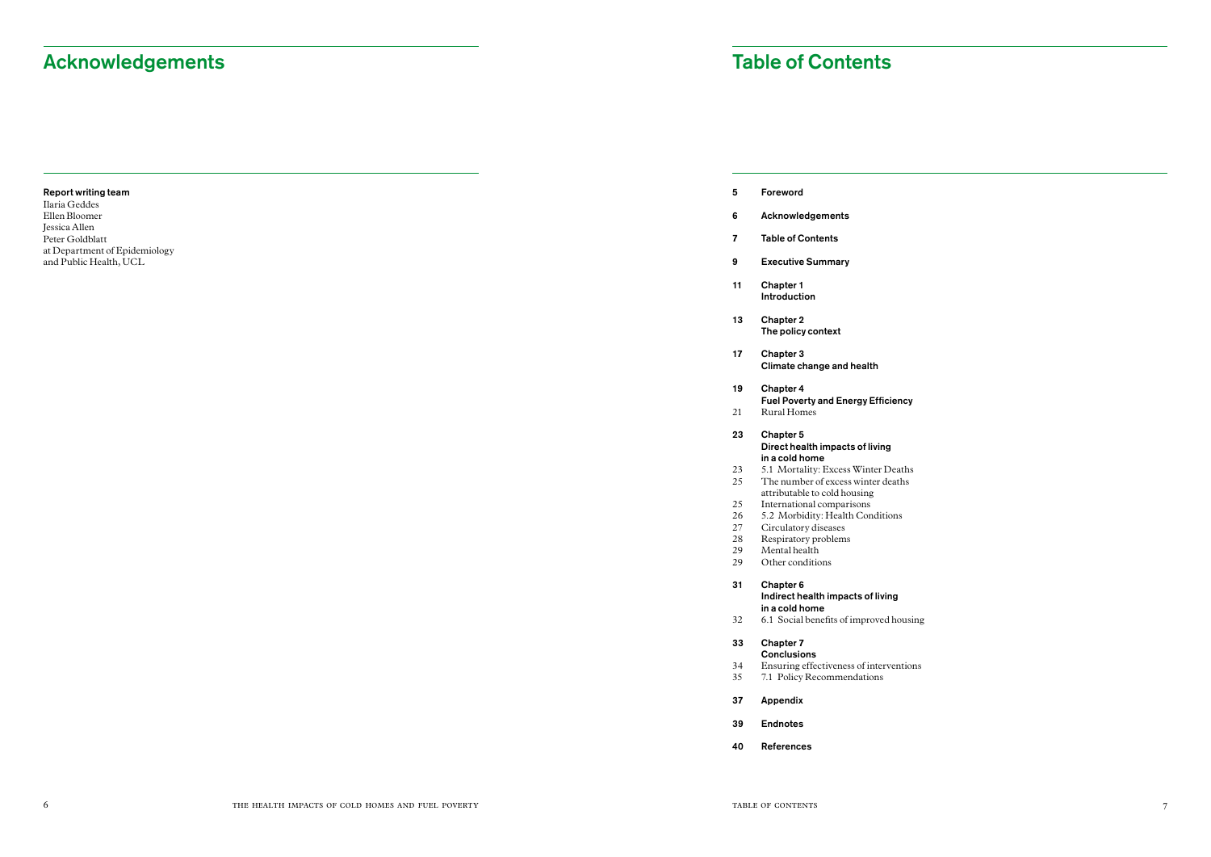# Acknowledgements

**Report writing team**
Ilaria Geddes
Ellen Bloomer
Jessica Allen
Peter Goldblatt
at Department of Epidemiology
and Public Health, UCL

# Table of Contents

| | |
|---|---|
| **5** | **Foreword** |
| **6** | **Acknowledgements** |
| **7** | **Table of Contents** |
| **9** | **Executive Summary** |
| **11** | **Chapter 1 Introduction** |
| **13** | **Chapter 2 The policy context** |
| **17** | **Chapter 3 Climate change and health** |
| **19** | **Chapter 4 Fuel Poverty and Energy Efficiency** |
| 21 | Rural Homes |
| **23** | **Chapter 5 Direct health impacts of living in a cold home** |
| 23 | 5.1 Mortality: Excess Winter Deaths |
| 25 | The number of excess winter deaths attributable to cold housing |
| 25 | International comparisons |
| 26 | 5.2 Morbidity: Health Conditions |
| 27 | Circulatory diseases |
| 28 | Respiratory problems |
| 29 | Mental health |
| 29 | Other conditions |
| **31** | **Chapter 6 Indirect health impacts of living in a cold home** |
| 32 | 6.1 Social benefits of improved housing |
| **33** | **Chapter 7 Conclusions** |
| 34 | Ensuring effectiveness of interventions |
| 35 | 7.1 Policy Recommendations |
| **37** | **Appendix** |
| **39** | **Endnotes** |
| **40** | **References** |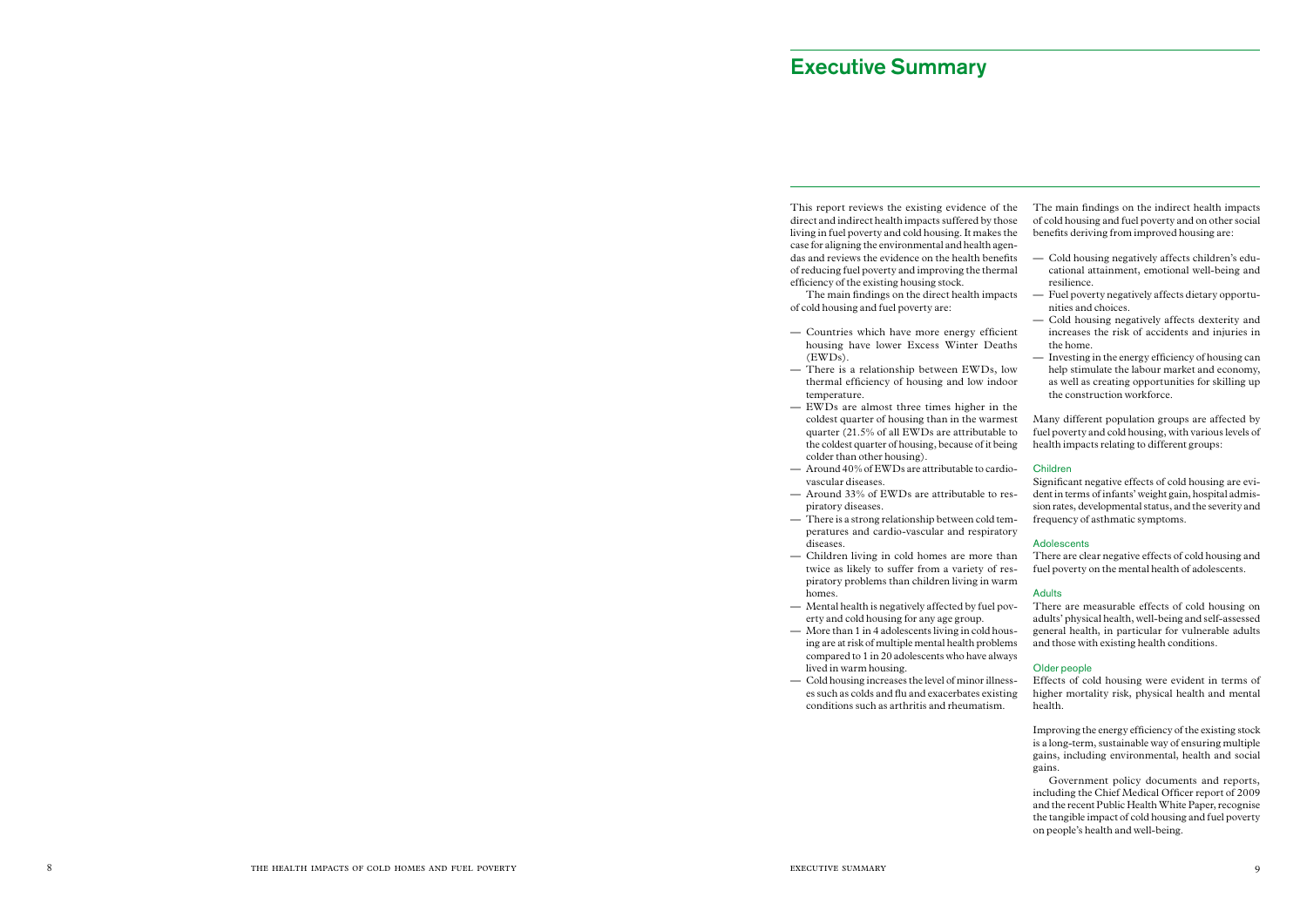# Executive Summary

This report reviews the existing evidence of the direct and indirect health impacts suffered by those living in fuel poverty and cold housing. It makes the case for aligning the environmental and health agendas and reviews the evidence on the health benefits of reducing fuel poverty and improving the thermal efficiency of the existing housing stock.

The main findings on the direct health impacts of cold housing and fuel poverty are:

- Countries which have more energy efficient housing have lower Excess Winter Deaths (EWDs).
- There is a relationship between EWDs, low thermal efficiency of housing and low indoor temperature.
- EWDs are almost three times higher in the coldest quarter of housing than in the warmest quarter (21.5% of all EWDs are attributable to the coldest quarter of housing, because of it being colder than other housing).
- Around 40% of EWDs are attributable to cardio-vascular diseases.
- Around 33% of EWDs are attributable to respiratory diseases.
- There is a strong relationship between cold temperatures and cardio-vascular and respiratory diseases.
- Children living in cold homes are more than twice as likely to suffer from a variety of respiratory problems than children living in warm homes.
- Mental health is negatively affected by fuel poverty and cold housing for any age group.
- More than 1 in 4 adolescents living in cold housing are at risk of multiple mental health problems compared to 1 in 20 adolescents who have always lived in warm housing.
- Cold housing increases the level of minor illnesses such as colds and flu and exacerbates existing conditions such as arthritis and rheumatism.

The main findings on the indirect health impacts of cold housing and fuel poverty and on other social benefits deriving from improved housing are:

- Cold housing negatively affects children's educational attainment, emotional well-being and resilience.
- Fuel poverty negatively affects dietary opportunities and choices.
- Cold housing negatively affects dexterity and increases the risk of accidents and injuries in the home.
- Investing in the energy efficiency of housing can help stimulate the labour market and economy, as well as creating opportunities for skilling up the construction workforce.

Many different population groups are affected by fuel poverty and cold housing, with various levels of health impacts relating to different groups:

### Children

Significant negative effects of cold housing are evident in terms of infants' weight gain, hospital admission rates, developmental status, and the severity and frequency of asthmatic symptoms.

### Adolescents

There are clear negative effects of cold housing and fuel poverty on the mental health of adolescents.

### Adults

There are measurable effects of cold housing on adults' physical health, well-being and self-assessed general health, in particular for vulnerable adults and those with existing health conditions.

### Older people

Effects of cold housing were evident in terms of higher mortality risk, physical health and mental health.

Improving the energy efficiency of the existing stock is a long-term, sustainable way of ensuring multiple gains, including environmental, health and social gains.

Government policy documents and reports, including the Chief Medical Officer report of 2009 and the recent Public Health White Paper, recognise the tangible impact of cold housing and fuel poverty on people's health and well-being.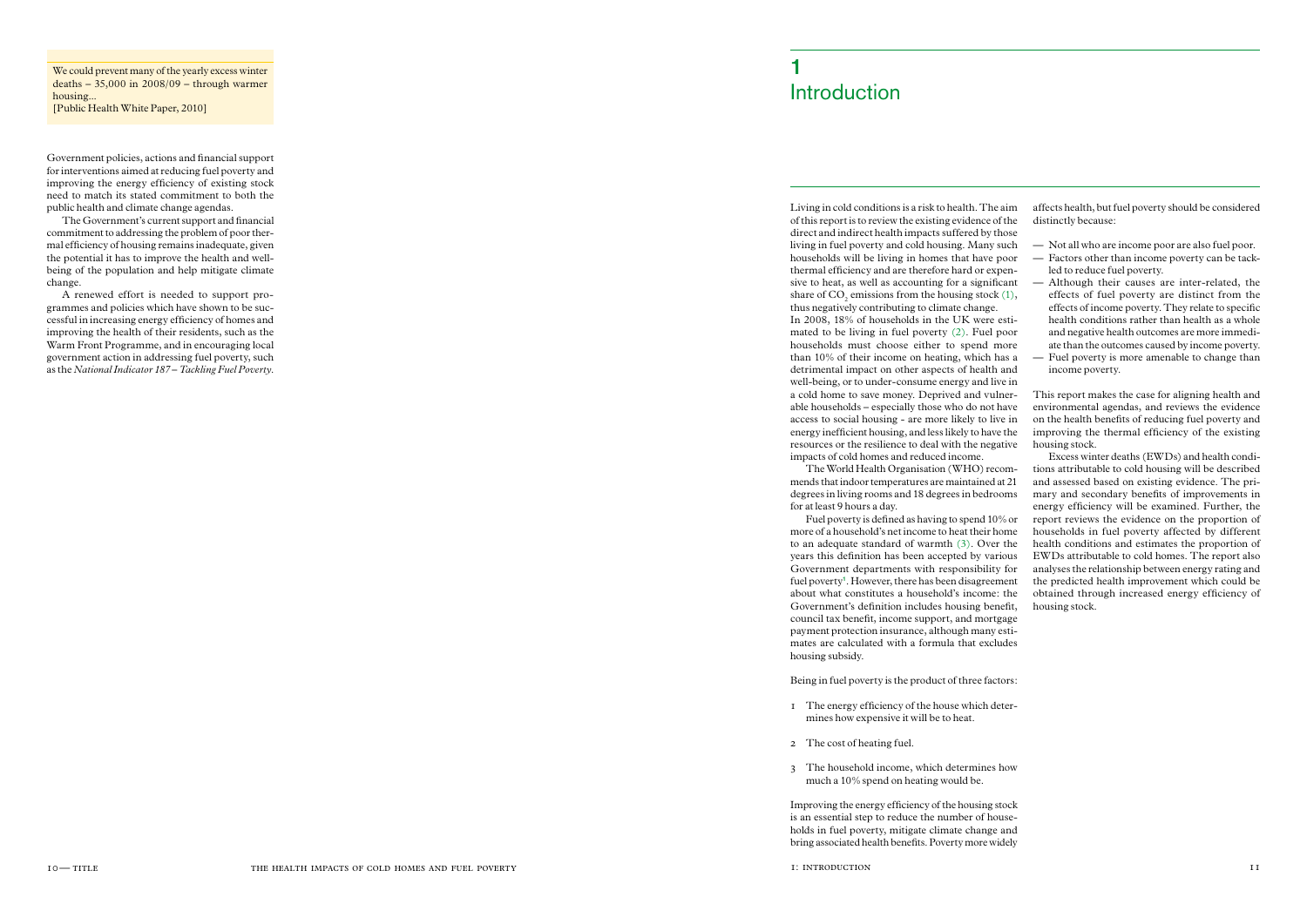We could prevent many of the yearly excess winter deaths – 35,000 in 2008/09 – through warmer housing...
[Public Health White Paper, 2010]

Government policies, actions and financial support for interventions aimed at reducing fuel poverty and improving the energy efficiency of existing stock need to match its stated commitment to both the public health and climate change agendas.

The Government's current support and financial commitment to addressing the problem of poor thermal efficiency of housing remains inadequate, given the potential it has to improve the health and well-being of the population and help mitigate climate change.

A renewed effort is needed to support programmes and policies which have shown to be successful in increasing energy efficiency of homes and improving the health of their residents, such as the Warm Front Programme, and in encouraging local government action in addressing fuel poverty, such as the *National Indicator 187 – Tackling Fuel Poverty*.

# 1 Introduction

Living in cold conditions is a risk to health. The aim of this report is to review the existing evidence of the direct and indirect health impacts suffered by those living in fuel poverty and cold housing. Many such households will be living in homes that have poor thermal efficiency and are therefore hard or expensive to heat, as well as accounting for a significant share of $CO_2$ emissions from the housing stock (1), thus negatively contributing to climate change. In 2008, 18% of households in the UK were estimated to be living in fuel poverty (2). Fuel poor households must choose either to spend more than 10% of their income on heating, which has a detrimental impact on other aspects of health and well-being, or to under-consume energy and live in a cold home to save money. Deprived and vulnerable households – especially those who do not have access to social housing - are more likely to live in energy inefficient housing, and less likely to have the resources or the resilience to deal with the negative impacts of cold homes and reduced income.

The World Health Organisation (WHO) recommends that indoor temperatures are maintained at 21 degrees in living rooms and 18 degrees in bedrooms for at least 9 hours a day.

Fuel poverty is defined as having to spend 10% or more of a household's net income to heat their home to an adequate standard of warmth (3). Over the years this definition has been accepted by various Government departments with responsibility for fuel poverty[1]. However, there has been disagreement about what constitutes a household's income: the Government's definition includes housing benefit, council tax benefit, income support, and mortgage payment protection insurance, although many estimates are calculated with a formula that excludes housing subsidy.

Being in fuel poverty is the product of three factors:

1. The energy efficiency of the house which determines how expensive it will be to heat.
2. The cost of heating fuel.
3. The household income, which determines how much a 10% spend on heating would be.

Improving the energy efficiency of the housing stock is an essential step to reduce the number of households in fuel poverty, mitigate climate change and bring associated health benefits. Poverty more widely affects health, but fuel poverty should be considered distinctly because:

- Not all who are income poor are also fuel poor.
- Factors other than income poverty can be tackled to reduce fuel poverty.
- Although their causes are inter-related, the effects of fuel poverty are distinct from the effects of income poverty. They relate to specific health conditions rather than health as a whole and negative health outcomes are more immediate than the outcomes caused by income poverty.
- Fuel poverty is more amenable to change than income poverty.

This report makes the case for aligning health and environmental agendas, and reviews the evidence on the health benefits of reducing fuel poverty and improving the thermal efficiency of the existing housing stock.

Excess winter deaths (EWDs) and health conditions attributable to cold housing will be described and assessed based on existing evidence. The primary and secondary benefits of improvements in energy efficiency will be examined. Further, the report reviews the evidence on the proportion of households in fuel poverty affected by different health conditions and estimates the proportion of EWDs attributable to cold homes. The report also analyses the relationship between energy rating and the predicted health improvement which could be obtained through increased energy efficiency of housing stock.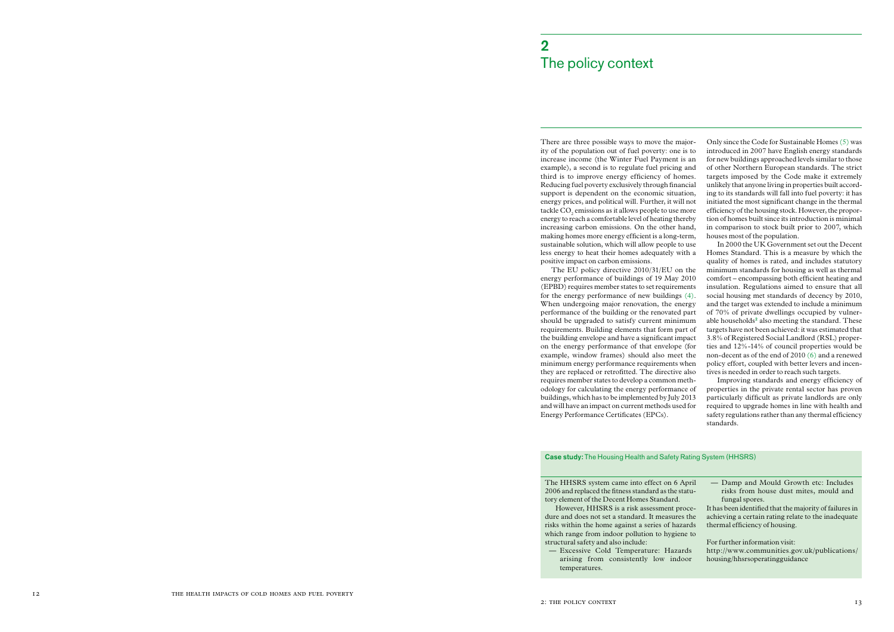# 2 The policy context

There are three possible ways to move the majority of the population out of fuel poverty: one is to increase income (the Winter Fuel Payment is an example), a second is to regulate fuel pricing and third is to improve energy efficiency of homes. Reducing fuel poverty exclusively through financial support is dependent on the economic situation, energy prices, and political will. Further, it will not tackle $CO_2$ emissions as it allows people to use more energy to reach a comfortable level of heating thereby increasing carbon emissions. On the other hand, making homes more energy efficient is a long-term, sustainable solution, which will allow people to use less energy to heat their homes adequately with a positive impact on carbon emissions.

The EU policy directive 2010/31/EU on the energy performance of buildings of 19 May 2010 (EPBD) requires member states to set requirements for the energy performance of new buildings (4). When undergoing major renovation, the energy performance of the building or the renovated part should be upgraded to satisfy current minimum requirements. Building elements that form part of the building envelope and have a significant impact on the energy performance of that envelope (for example, window frames) should also meet the minimum energy performance requirements when they are replaced or retrofitted. The directive also requires member states to develop a common methodology for calculating the energy performance of buildings, which has to be implemented by July 2013 and will have an impact on current methods used for Energy Performance Certificates (EPCs).

Only since the Code for Sustainable Homes (5) was introduced in 2007 have English energy standards for new buildings approached levels similar to those of other Northern European standards. The strict targets imposed by the Code make it extremely unlikely that anyone living in properties built according to its standards will fall into fuel poverty: it has initiated the most significant change in the thermal efficiency of the housing stock. However, the proportion of homes built since its introduction is minimal in comparison to stock built prior to 2007, which houses most of the population.

In 2000 the UK Government set out the Decent Homes Standard. This is a measure by which the quality of homes is rated, and includes statutory minimum standards for housing as well as thermal comfort – encompassing both efficient heating and insulation. Regulations aimed to ensure that all social housing met standards of decency by 2010, and the target was extended to include a minimum of 70% of private dwellings occupied by vulnerable households[2] also meeting the standard. These targets have not been achieved: it was estimated that 3.8% of Registered Social Landlord (RSL) properties and 12%-14% of council properties would be non-decent as of the end of 2010 (6) and a renewed policy effort, coupled with better levers and incentives is needed in order to reach such targets.

Improving standards and energy efficiency of properties in the private rental sector has proven particularly difficult as private landlords are only required to upgrade homes in line with health and safety regulations rather than any thermal efficiency standards.

**Case study:** The Housing Health and Safety Rating System (HHSRS)

The HHSRS system came into effect on 6 April 2006 and replaced the fitness standard as the statutory element of the Decent Homes Standard.

However, HHSRS is a risk assessment procedure and does not set a standard. It measures the risks within the home against a series of hazards which range from indoor pollution to hygiene to structural safety and also include:

- Excessive Cold Temperature: Hazards arising from consistently low indoor temperatures.
- Damp and Mould Growth etc: Includes risks from house dust mites, mould and fungal spores.

It has been identified that the majority of failures in achieving a certain rating relate to the inadequate thermal efficiency of housing.

For further information visit:
http://www.communities.gov.uk/publications/housing/hhsrsoperatingguidance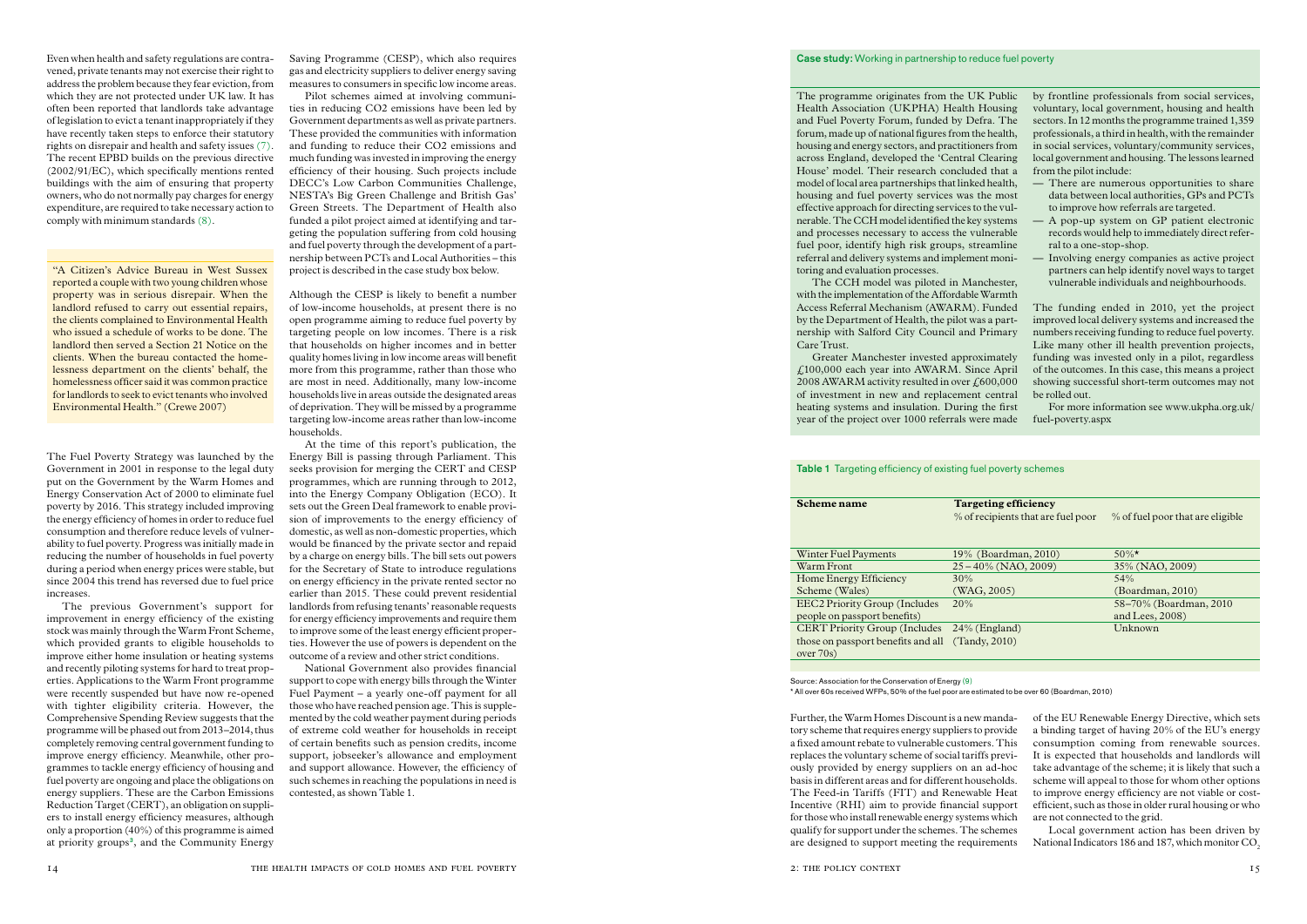Even when health and safety regulations are contravened, private tenants may not exercise their right to address the problem because they fear eviction, from which they are not protected under UK law. It has often been reported that landlords take advantage of legislation to evict a tenant inappropriately if they have recently taken steps to enforce their statutory rights on disrepair and health and safety issues (7). The recent EPBD builds on the previous directive (2002/91/EC), which specifically mentions rented buildings with the aim of ensuring that property owners, who do not normally pay charges for energy expenditure, are required to take necessary action to comply with minimum standards (8).

> "A Citizen's Advice Bureau in West Sussex reported a couple with two young children whose property was in serious disrepair. When the landlord refused to carry out essential repairs, the clients complained to Environmental Health who issued a schedule of works to be done. The landlord then served a Section 21 Notice on the clients. When the bureau contacted the homelessness department on the clients' behalf, the homelessness officer said it was common practice for landlords to seek to evict tenants who involved Environmental Health." (Crewe 2007)

The Fuel Poverty Strategy was launched by the Government in 2001 in response to the legal duty put on the Government by the Warm Homes and Energy Conservation Act of 2000 to eliminate fuel poverty by 2016. This strategy included improving the energy efficiency of homes in order to reduce fuel consumption and therefore reduce levels of vulnerability to fuel poverty. Progress was initially made in reducing the number of households in fuel poverty during a period when energy prices were stable, but since 2004 this trend has reversed due to fuel price increases.

The previous Government's support for improvement in energy efficiency of the existing stock was mainly through the Warm Front Scheme, which provided grants to eligible households to improve either home insulation or heating systems and recently piloting systems for hard to treat properties. Applications to the Warm Front programme were recently suspended but have now re-opened with tighter eligibility criteria. However, the Comprehensive Spending Review suggests that the programme will be phased out from 2013–2014, thus completely removing central government funding to improve energy efficiency. Meanwhile, other programmes to tackle energy efficiency of housing and fuel poverty are ongoing and place the obligations on energy suppliers. These are the Carbon Emissions Reduction Target (CERT), an obligation on suppliers to install energy efficiency measures, although only a proportion (40%) of this programme is aimed at priority groups[3], and the Community Energy Saving Programme (CESP), which also requires gas and electricity suppliers to deliver energy saving measures to consumers in specific low income areas.

Pilot schemes aimed at involving communities in reducing CO2 emissions have been led by Government departments as well as private partners. These provided the communities with information and funding to reduce their CO2 emissions and much funding was invested in improving the energy efficiency of their housing. Such projects include DECC's Low Carbon Communities Challenge, NESTA's Big Green Challenge and British Gas' Green Streets. The Department of Health also funded a pilot project aimed at identifying and targeting the population suffering from cold housing and fuel poverty through the development of a partnership between PCTs and Local Authorities – this project is described in the case study box below.

Although the CESP is likely to benefit a number of low-income households, at present there is no open programme aiming to reduce fuel poverty by targeting people on low incomes. There is a risk that households on higher incomes and in better quality homes living in low income areas will benefit more from this programme, rather than those who are most in need. Additionally, many low-income households live in areas outside the designated areas of deprivation. They will be missed by a programme targeting low-income areas rather than low-income households.

At the time of this report's publication, the Energy Bill is passing through Parliament. This seeks provision for merging the CERT and CESP programmes, which are running through to 2012, into the Energy Company Obligation (ECO). It sets out the Green Deal framework to enable provision of improvements to the energy efficiency of domestic, as well as non-domestic properties, which would be financed by the private sector and repaid by a charge on energy bills. The bill sets out powers for the Secretary of State to introduce regulations on energy efficiency in the private rented sector no earlier than 2015. These could prevent residential landlords from refusing tenants' reasonable requests for energy efficiency improvements and require them to improve some of the least energy efficient properties. However the use of powers is dependent on the outcome of a review and other strict conditions.

National Government also provides financial support to cope with energy bills through the Winter Fuel Payment – a yearly one-off payment for all those who have reached pension age. This is supplemented by the cold weather payment during periods of extreme cold weather for households in receipt of certain benefits such as pension credits, income support, jobseeker's allowance and employment and support allowance. However, the efficiency of such schemes in reaching the populations in need is contested, as shown Table 1.

**Case study:** Working in partnership to reduce fuel poverty

The programme originates from the UK Public Health Association (UKPHA) Health Housing and Fuel Poverty Forum, funded by Defra. The forum, made up of national figures from the health, housing and energy sectors, and practitioners from across England, developed the 'Central Clearing House' model. Their research concluded that a model of local area partnerships that linked health, housing and fuel poverty services was the most effective approach for directing services to the vulnerable. The CCH model identified the key systems and processes necessary to access the vulnerable fuel poor, identify high risk groups, streamline referral and delivery systems and implement monitoring and evaluation processes.

The CCH model was piloted in Manchester, with the implementation of the Affordable Warmth Access Referral Mechanism (AWARM). Funded by the Department of Health, the pilot was a partnership with Salford City Council and Primary Care Trust.

Greater Manchester invested approximately £100,000 each year into AWARM. Since April 2008 AWARM activity resulted in over £600,000 of investment in new and replacement central heating systems and insulation. During the first year of the project over 1000 referrals were made by frontline professionals from social services, voluntary, local government, housing and health sectors. In 12 months the programme trained 1,359 professionals, a third in health, with the remainder in social services, voluntary/community services, local government and housing. The lessons learned from the pilot include:

- There are numerous opportunities to share data between local authorities, GPs and PCTs to improve how referrals are targeted.
- A pop-up system on GP patient electronic records would help to immediately direct referral to a one-stop-shop.
- Involving energy companies as active project partners can help identify novel ways to target vulnerable individuals and neighbourhoods.

The funding ended in 2010, yet the project improved local delivery systems and increased the numbers receiving funding to reduce fuel poverty. Like many other ill health prevention projects, funding was invested only in a pilot, regardless of the outcomes. In this case, this means a project showing successful short-term outcomes may not be rolled out.

For more information see www.ukpha.org.uk/fuel-poverty.aspx

**Table 1** Targeting efficiency of existing fuel poverty schemes

| Scheme name | Targeting efficiency: % of recipients that are fuel poor | % of fuel poor that are eligible |
|---|---|---|
| Winter Fuel Payments | 19% (Boardman, 2010) | 50%* |
| Warm Front | 25 – 40% (NAO, 2009) | 35% (NAO, 2009) |
| Home Energy Efficiency Scheme (Wales) | 30% (WAG, 2005) | 54% (Boardman, 2010) |
| EEC2 Priority Group (Includes people on passport benefits) | 20% | 58–70% (Boardman, 2010 and Lees, 2008) |
| CERT Priority Group (Includes those on passport benefits and all over 70s) | 24% (England) (Tandy, 2010) | Unknown |

Source: Association for the Conservation of Energy (9)

* All over 60s received WFPs, 50% of the fuel poor are estimated to be over 60 (Boardman, 2010)

Further, the Warm Homes Discount is a new mandatory scheme that requires energy suppliers to provide a fixed amount rebate to vulnerable customers. This replaces the voluntary scheme of social tariffs previously provided by energy suppliers on an ad-hoc basis in different areas and for different households. The Feed-in Tariffs (FIT) and Renewable Heat Incentive (RHI) aim to provide financial support for those who install renewable energy systems which qualify for support under the schemes. The schemes are designed to support meeting the requirements of the EU Renewable Energy Directive, which sets a binding target of having 20% of the EU's energy consumption coming from renewable sources. It is expected that households and landlords will take advantage of the scheme; it is likely that such a scheme will appeal to those for whom other options to improve energy efficiency are not viable or cost-efficient, such as those in older rural housing or who are not connected to the grid.

Local government action has been driven by National Indicators 186 and 187, which monitor $CO_2$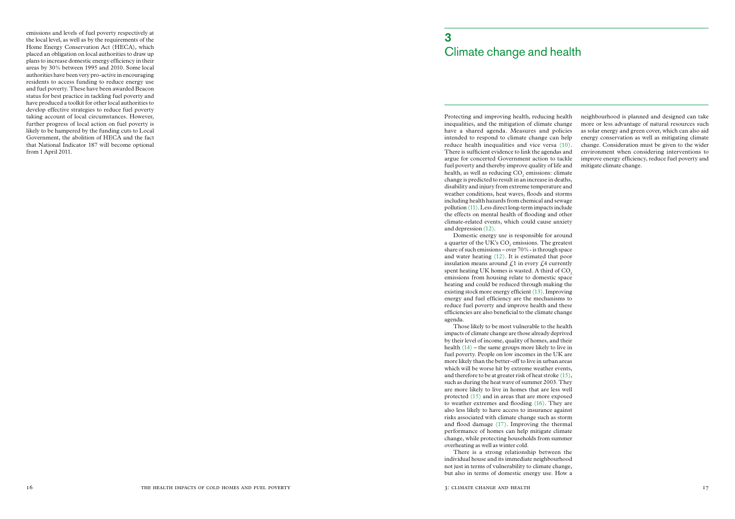emissions and levels of fuel poverty respectively at the local level, as well as by the requirements of the Home Energy Conservation Act (HECA), which placed an obligation on local authorities to draw up plans to increase domestic energy efficiency in their areas by 30% between 1995 and 2010. Some local authorities have been very pro-active in encouraging residents to access funding to reduce energy use and fuel poverty. These have been awarded Beacon status for best practice in tackling fuel poverty and have produced a toolkit for other local authorities to develop effective strategies to reduce fuel poverty taking account of local circumstances. However, further progress of local action on fuel poverty is likely to be hampered by the funding cuts to Local Government, the abolition of HECA and the fact that National Indicator 187 will become optional from 1 April 2011.

# 3 Climate change and health

Protecting and improving health, reducing health inequalities, and the mitigation of climate change have a shared agenda. Measures and policies intended to respond to climate change can help reduce health inequalities and vice versa (10). There is sufficient evidence to link the agendas and argue for concerted Government action to tackle fuel poverty and thereby improve quality of life and health, as well as reducing $CO_2$ emissions: climate change is predicted to result in an increase in deaths, disability and injury from extreme temperature and weather conditions, heat waves, floods and storms including health hazards from chemical and sewage pollution (11). Less direct long-term impacts include the effects on mental health of flooding and other climate-related events, which could cause anxiety and depression (12).

Domestic energy use is responsible for around a quarter of the UK's $CO_2$ emissions. The greatest share of such emissions – over 70% - is through space and water heating (12). It is estimated that poor insulation means around £1 in every £4 currently spent heating UK homes is wasted. A third of $CO_2$ emissions from housing relate to domestic space heating and could be reduced through making the existing stock more energy efficient (13). Improving energy and fuel efficiency are the mechanisms to reduce fuel poverty and improve health and these efficiencies are also beneficial to the climate change agenda.

Those likely to be most vulnerable to the health impacts of climate change are those already deprived by their level of income, quality of homes, and their health (14) – the same groups more likely to live in fuel poverty. People on low incomes in the UK are more likely than the better-off to live in urban areas which will be worse hit by extreme weather events, and therefore to be at greater risk of heat stroke (15), such as during the heat wave of summer 2003. They are more likely to live in homes that are less well protected (15) and in areas that are more exposed to weather extremes and flooding (16). They are also less likely to have access to insurance against risks associated with climate change such as storm and flood damage (17). Improving the thermal performance of homes can help mitigate climate change, while protecting households from summer overheating as well as winter cold.

There is a strong relationship between the individual house and its immediate neighbourhood not just in terms of vulnerability to climate change, but also in terms of domestic energy use. How a neighbourhood is planned and designed can take more or less advantage of natural resources such as solar energy and green cover, which can also aid energy conservation as well as mitigating climate change. Consideration must be given to the wider environment when considering interventions to improve energy efficiency, reduce fuel poverty and mitigate climate change.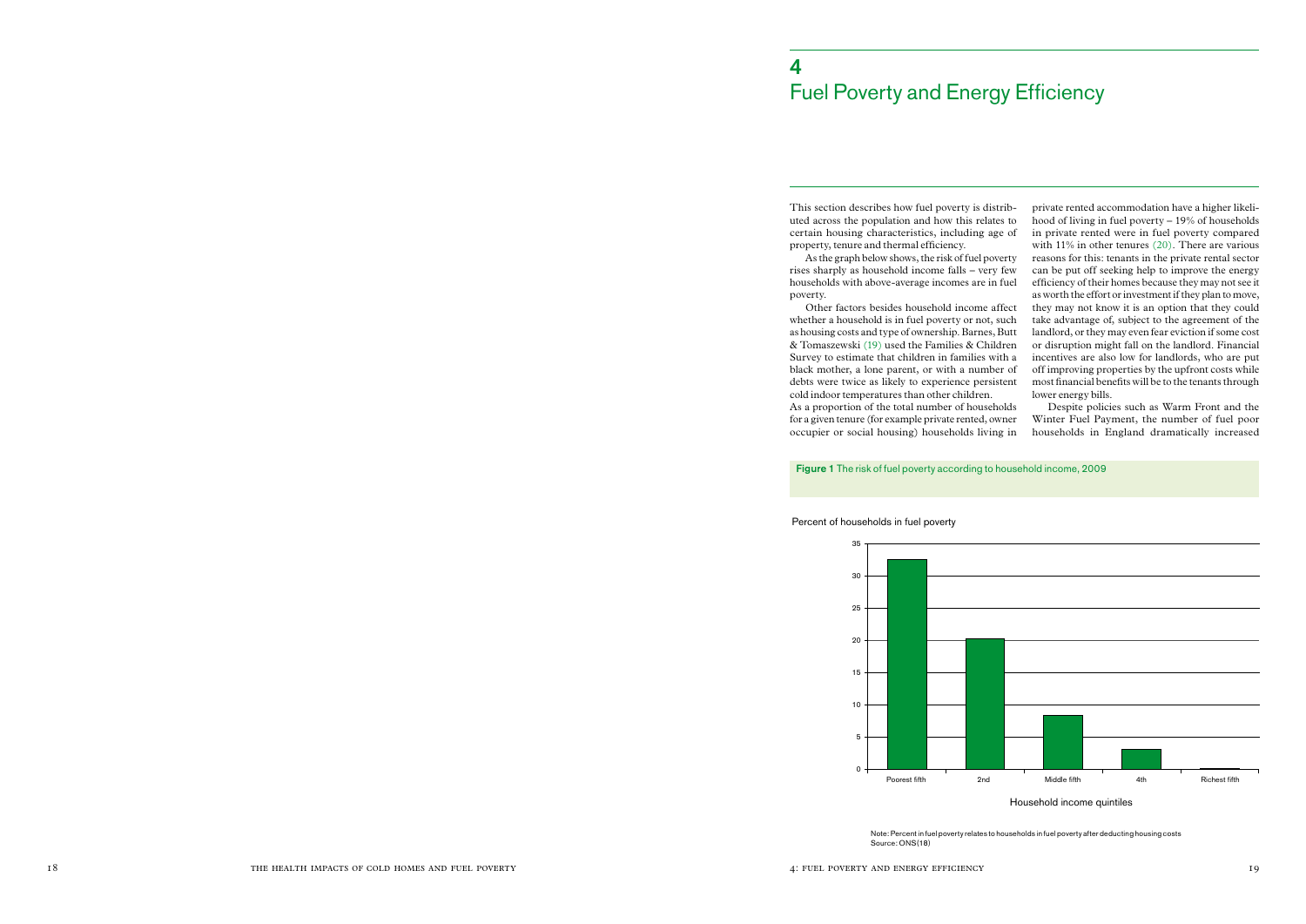# 4 Fuel Poverty and Energy Efficiency

This section describes how fuel poverty is distributed across the population and how this relates to certain housing characteristics, including age of property, tenure and thermal efficiency.

As the graph below shows, the risk of fuel poverty rises sharply as household income falls – very few households with above-average incomes are in fuel poverty.

Other factors besides household income affect whether a household is in fuel poverty or not, such as housing costs and type of ownership. Barnes, Butt & Tomaszewski (19) used the Families & Children Survey to estimate that children in families with a black mother, a lone parent, or with a number of debts were twice as likely to experience persistent cold indoor temperatures than other children.

As a proportion of the total number of households for a given tenure (for example private rented, owner occupier or social housing) households living in private rented accommodation have a higher likelihood of living in fuel poverty – 19% of households in private rented were in fuel poverty compared with 11% in other tenures (20). There are various reasons for this: tenants in the private rental sector can be put off seeking help to improve the energy efficiency of their homes because they may not see it as worth the effort or investment if they plan to move, they may not know it is an option that they could take advantage of, subject to the agreement of the landlord, or they may even fear eviction if some cost or disruption might fall on the landlord. Financial incentives are also low for landlords, who are put off improving properties by the upfront costs while most financial benefits will be to the tenants through lower energy bills.

Despite policies such as Warm Front and the Winter Fuel Payment, the number of fuel poor households in England dramatically increased

**Figure 1** The risk of fuel poverty according to household income, 2009

Percent of households in fuel poverty

| Household income quintiles | Percent of households in fuel poverty (approx.) |
|---|---|
| Poorest fifth | 32.5 |
| 2nd | 20.3 |
| Middle fifth | 8.4 |
| 4th | 3.1 |
| Richest fifth | 0.2 |

Note: Percent in fuel poverty relates to households in fuel poverty after deducting housing costs
Source: ONS(18)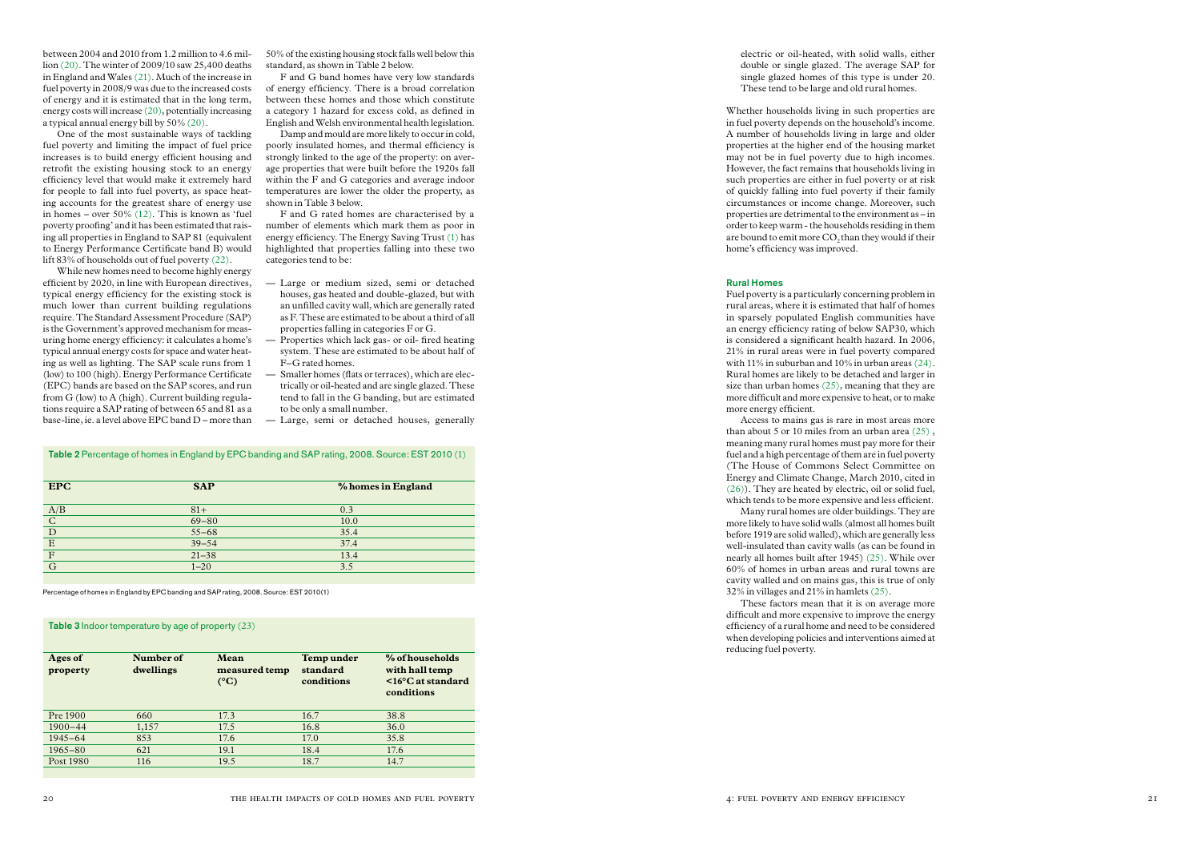between 2004 and 2010 from 1.2 million to 4.6 million (20). The winter of 2009/10 saw 25,400 deaths in England and Wales (21). Much of the increase in fuel poverty in 2008/9 was due to the increased costs of energy and it is estimated that in the long term, energy costs will increase (20), potentially increasing a typical annual energy bill by 50% (20).

One of the most sustainable ways of tackling fuel poverty and limiting the impact of fuel price increases is to build energy efficient housing and retrofit the existing housing stock to an energy efficiency level that would make it extremely hard for people to fall into fuel poverty, as space heating accounts for the greatest share of energy use in homes – over 50% (12). This is known as 'fuel poverty proofing' and it has been estimated that raising all properties in England to SAP 81 (equivalent to Energy Performance Certificate band B) would lift 83% of households out of fuel poverty (22).

While new homes need to become highly energy efficient by 2020, in line with European directives, typical energy efficiency for the existing stock is much lower than current building regulations require. The Standard Assessment Procedure (SAP) is the Government's approved mechanism for measuring home energy efficiency: it calculates a home's typical annual energy costs for space and water heating as well as lighting. The SAP scale runs from 1 (low) to 100 (high). Energy Performance Certificate (EPC) bands are based on the SAP scores, and run from G (low) to A (high). Current building regulations require a SAP rating of between 65 and 81 as a base-line, ie. a level above EPC band D – more than 50% of the existing housing stock falls well below this standard, as shown in Table 2 below.

F and G band homes have very low standards of energy efficiency. There is a broad correlation between these homes and those which constitute a category 1 hazard for excess cold, as defined in English and Welsh environmental health legislation.

Damp and mould are more likely to occur in cold, poorly insulated homes, and thermal efficiency is strongly linked to the age of the property: on average properties that were built before the 1920s fall within the F and G categories and average indoor temperatures are lower the older the property, as shown in Table 3 below.

F and G rated homes are characterised by a number of elements which mark them as poor in energy efficiency. The Energy Saving Trust (1) has highlighted that properties falling into these two categories tend to be:

- Large or medium sized, semi or detached houses, gas heated and double-glazed, but with an unfilled cavity wall, which are generally rated as F. These are estimated to be about a third of all properties falling in categories F or G.
- Properties which lack gas- or oil- fired heating system. These are estimated to be about half of F–G rated homes.
- Smaller homes (flats or terraces), which are electrically or oil-heated and are single glazed. These tend to fall in the G banding, but are estimated to be only a small number.
- Large, semi or detached houses, generally electric or oil-heated, with solid walls, either double or single glazed. The average SAP for single glazed homes of this type is under 20. These tend to be large and old rural homes.

Whether households living in such properties are in fuel poverty depends on the household's income. A number of households living in large and older properties at the higher end of the housing market may not be in fuel poverty due to high incomes. However, the fact remains that households living in such properties are either in fuel poverty or at risk of quickly falling into fuel poverty if their family circumstances or income change. Moreover, such properties are detrimental to the environment as – in order to keep warm - the households residing in them are bound to emit more $CO_2$ than they would if their home's efficiency was improved.

**Table 2** Percentage of homes in England by EPC banding and SAP rating, 2008. Source: EST 2010 (1)

| EPC | SAP | % homes in England |
|---|---|---|
| A/B | 81+ | 0.3 |
| C | 69–80 | 10.0 |
| D | 55–68 | 35.4 |
| E | 39–54 | 37.4 |
| F | 21–38 | 13.4 |
| G | 1–20 | 3.5 |

Percentage of homes in England by EPC banding and SAP rating, 2008. Source: EST 2010(1)

**Table 3** Indoor temperature by age of property (23)

| Ages of property | Number of dwellings | Mean measured temp (°C) | Temp under standard conditions | % of households with hall temp <16°C at standard conditions |
|---|---|---|---|---|
| Pre 1900 | 660 | 17.3 | 16.7 | 38.8 |
| 1900–44 | 1,157 | 17.5 | 16.8 | 36.0 |
| 1945–64 | 853 | 17.6 | 17.0 | 35.8 |
| 1965–80 | 621 | 19.1 | 18.4 | 17.6 |
| Post 1980 | 116 | 19.5 | 18.7 | 14.7 |

### Rural Homes

Fuel poverty is a particularly concerning problem in rural areas, where it is estimated that half of homes in sparsely populated English communities have an energy efficiency rating of below SAP30, which is considered a significant health hazard. In 2006, 21% in rural areas were in fuel poverty compared with 11% in suburban and 10% in urban areas (24). Rural homes are likely to be detached and larger in size than urban homes (25), meaning that they are more difficult and more expensive to heat, or to make more energy efficient.

Access to mains gas is rare in most areas more than about 5 or 10 miles from an urban area (25) , meaning many rural homes must pay more for their fuel and a high percentage of them are in fuel poverty (The House of Commons Select Committee on Energy and Climate Change, March 2010, cited in (26)). They are heated by electric, oil or solid fuel, which tends to be more expensive and less efficient.

Many rural homes are older buildings. They are more likely to have solid walls (almost all homes built before 1919 are solid walled), which are generally less well-insulated than cavity walls (as can be found in nearly all homes built after 1945) (25). While over 60% of homes in urban areas and rural towns are cavity walled and on mains gas, this is true of only 32% in villages and 21% in hamlets (25).

These factors mean that it is on average more difficult and more expensive to improve the energy efficiency of a rural home and need to be considered when developing policies and interventions aimed at reducing fuel poverty.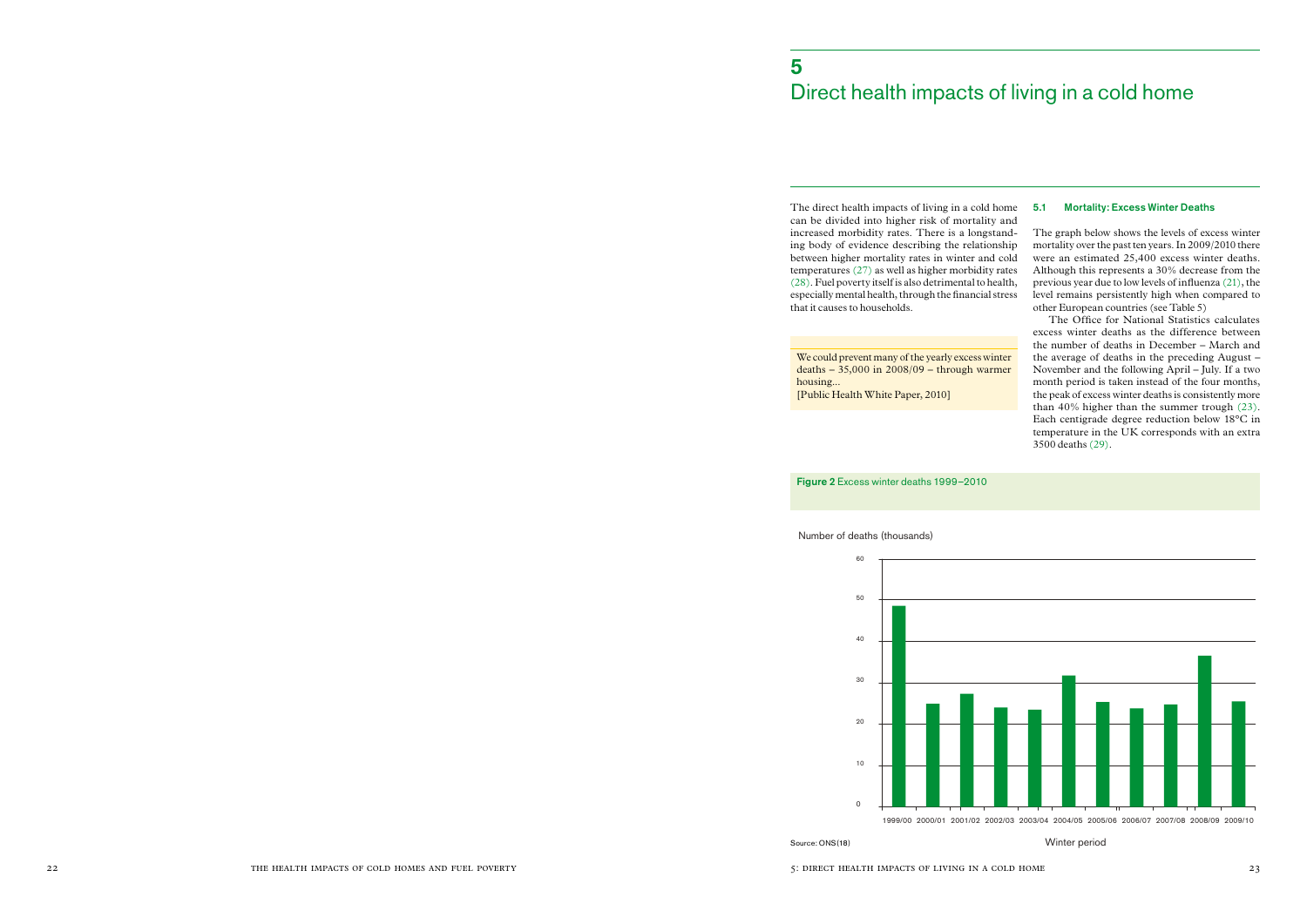# 5 Direct health impacts of living in a cold home

The direct health impacts of living in a cold home can be divided into higher risk of mortality and increased morbidity rates. There is a longstanding body of evidence describing the relationship between higher mortality rates in winter and cold temperatures (27) as well as higher morbidity rates (28). Fuel poverty itself is also detrimental to health, especially mental health, through the financial stress that it causes to households.

> We could prevent many of the yearly excess winter deaths – 35,000 in 2008/09 – through warmer housing...
> [Public Health White Paper, 2010]

## 5.1 Mortality: Excess Winter Deaths

The graph below shows the levels of excess winter mortality over the past ten years. In 2009/2010 there were an estimated 25,400 excess winter deaths. Although this represents a 30% decrease from the previous year due to low levels of influenza (21), the level remains persistently high when compared to other European countries (see Table 5)

The Office for National Statistics calculates excess winter deaths as the difference between the number of deaths in December – March and the average of deaths in the preceding August – November and the following April – July. If a two month period is taken instead of the four months, the peak of excess winter deaths is consistently more than 40% higher than the summer trough (23). Each centigrade degree reduction below 18°C in temperature in the UK corresponds with an extra 3500 deaths (29).

**Figure 2** Excess winter deaths 1999–2010

Number of deaths (thousands)

| Winter period | Number of deaths (thousands, approx.) |
|---|---|
| 1999/00 | 48.5 |
| 2000/01 | 25 |
| 2001/02 | 27.5 |
| 2002/03 | 24 |
| 2003/04 | 23.5 |
| 2004/05 | 32 |
| 2005/06 | 25.5 |
| 2006/07 | 24 |
| 2007/08 | 25 |
| 2008/09 | 36.5 |
| 2009/10 | 25.5 |

Source: ONS (18)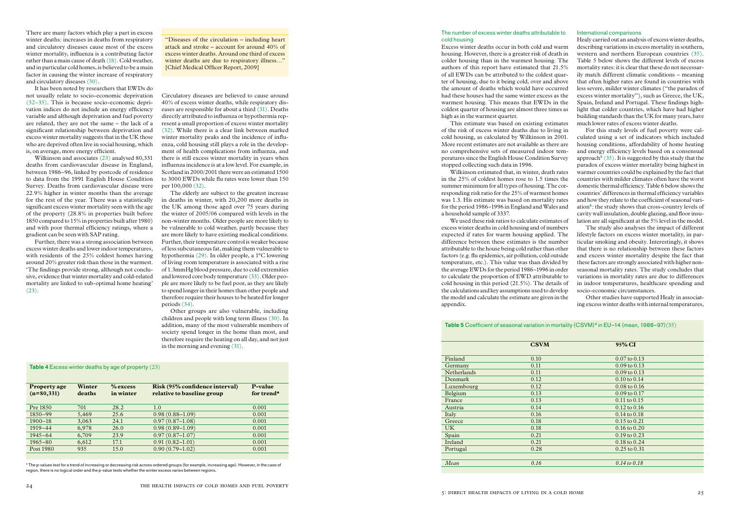There are many factors which play a part in excess winter deaths: increases in deaths from respiratory and circulatory diseases cause most of the excess winter mortality, influenza is a contributing factor rather than a main cause of death (18). Cold weather, and in particular cold homes, is believed to be a main factor in causing the winter increase of respiratory and circulatory diseases (30).

It has been noted by researchers that EWDs do not usually relate to socio-economic deprivation (32–35). This is because socio-economic deprivation indices do not include an energy efficiency variable and although deprivation and fuel poverty are related, they are not the same – the lack of a significant relationship between deprivation and excess winter mortality suggests that in the UK those who are deprived often live in social housing, which is, on average, more energy efficient.

Wilkinson and associates (23) analysed 80,331 deaths from cardiovascular disease in England, between 1986–96, linked by postcode of residence to data from the 1991 English House Condition Survey. Deaths from cardiovascular disease were 22.9% higher in winter months than the average for the rest of the year. There was a statistically significant excess winter mortality seen with the age of the property (28.8% in properties built before 1850 compared to 15% in properties built after 1980) and with poor thermal efficiency ratings, where a gradient can be seen with SAP rating.

Further, there was a strong association between excess winter deaths and lower indoor temperatures, with residents of the 25% coldest homes having around 20% greater risk than those in the warmest. 'The findings provide strong, although not conclusive, evidence that winter mortality and cold-related mortality are linked to sub-optimal home heating' (23).

> "Diseases of the circulation – including heart attack and stroke – account for around 40% of excess winter deaths. Around one third of excess winter deaths are due to respiratory illness…" [Chief Medical Officer Report, 2009]

Circulatory diseases are believed to cause around 40% of excess winter deaths, while respiratory diseases are responsible for about a third (31). Deaths directly attributed to influenza or hypothermia represent a small proportion of excess winter mortality (32). While there is a clear link between marked winter mortality peaks and the incidence of influenza, cold housing still plays a role in the development of health complications from influenza, and there is still excess winter mortality in years when influenza incidence is at a low level. For example, in Scotland in 2000/2001 there were an estimated 1500 to 3000 EWDs while flu rates were lower than 150 per 100,000 (32).

The elderly are subject to the greatest increase in deaths in winter, with 20,200 more deaths in the UK among those aged over 75 years during the winter of 2005/06 compared with levels in the non-winter months. Older people are more likely to be vulnerable to cold weather, partly because they are more likely to have existing medical conditions. Further, their temperature control is weaker because of less subcutaneous fat, making them vulnerable to hypothermia (29). In older people, a 1°C lowering of living room temperature is associated with a rise of 1.3mmHg blood pressure, due to cold extremities and lowered core body temperature (33). Older people are more likely to be fuel poor, as they are likely to spend longer in their homes than other people and therefore require their houses to be heated for longer periods (34).

Other groups are also vulnerable, including children and people with long term illness (30). In addition, many of the most vulnerable members of society spend longer in the home than most, and therefore require the heating on all day, and not just in the morning and evening (31).

**Table 4** Excess winter deaths by age of property (23)

| Property age (n=80,331) | Winter deaths | % excess in winter | Risk (95% confidence interval) relative to baseline group | P-value for trend* |
|---|---|---|---|---|
| Pre 1850 | 701 | 28.2 | 1.0 | 0.001 |
| 1850–99 | 5,469 | 25.6 | 0.98 (0.88–1.09) | 0.001 |
| 1900–18 | 3,063 | 24.1 | 0.97 (0.87–1.08) | 0.001 |
| 1919–44 | 6,978 | 26.0 | 0.98 (0.89–1.09) | 0.001 |
| 1945–64 | 6,709 | 23.9 | 0.97 (0.87–1.07) | 0.001 |
| 1965–80 | 6,612 | 17.1 | 0.91 (0.82–1.01) | 0.001 |
| Post 1980 | 935 | 15.0 | 0.90 (0.79–1.02) | 0.001 |

\* The p-values test for a trend of increasing or decreasing risk across ordered groups (for example, increasing age). However, in the case of region, there is no logical order and the p-value tests whether the winter excess varies between regions.

### The number of excess winter deaths attributable to cold housing

Excess winter deaths occur in both cold and warm housing. However, there is a greater risk of death in colder housing than in the warmest housing. The authors of this report have estimated that 21.5% of all EWDs can be attributed to the coldest quarter of housing, due to it being cold, over and above the amount of deaths which would have occurred had these houses had the same winter excess as the warmest housing. This means that EWDs in the coldest quarter of housing are almost three times as high as in the warmest quarter.

This estimate was based on existing estimates of the risk of excess winter deaths due to living in cold housing, as calculated by Wilkinson in 2001. More recent estimates are not available as there are no comprehensive sets of measured indoor temperatures since the English House Condition Survey stopped collecting such data in 1996.

Wilkinson estimated that, in winter, death rates in the 25% of coldest homes rose to 1.5 times the summer minimum for all types of housing. The corresponding risk ratio for the 25% of warmest homes was 1.3. His estimate was based on mortality rates for the period 1986–1996 in England and Wales and a household sample of 3337.

We used these risk ratios to calculate estimates of excess winter deaths in cold housing and of numbers expected if rates for warm housing applied. The difference between these estimates is the number attributable to the house being cold rather than other factors (e.g. flu epidemics, air pollution, cold outside temperature, etc.). This value was then divided by the average EWDs for the period 1986–1996 in order to calculate the proportion of EWD attributable to cold housing in this period (21.5%). The details of the calculations and key assumptions used to develop the model and calculate the estimate are given in the appendix.

### International comparisons

Healy carried out an analysis of excess winter deaths, describing variations in excess mortality in southern, western and northern European countries (35). Table 5 below shows the different levels of excess mortality rates: it is clear that these do not necessarily match different climatic conditions – meaning that often higher rates are found in countries with less severe, milder winter climates ("the paradox of excess winter mortality"), such as Greece, the UK, Spain, Ireland and Portugal. These findings highlight that colder countries, which have had higher building standards than the UK for many years, have much lower rates of excess winter deaths.

For this study levels of fuel poverty were calculated using a set of indicators which included housing conditions, affordability of home heating and energy efficiency levels based on a consensual approach[5] (35). It is suggested by this study that the paradox of excess winter mortality being highest in warmer countries could be explained by the fact that countries with milder climates often have the worst domestic thermal efficiency. Table 6 below shows the countries' differences in thermal efficiency variables and how they relate to the coefficient of seasonal variation[6]: the study shows that cross-country levels of cavity wall insulation, double glazing, and floor insulation are all significant at the 5% level in the model.

The study also analyses the impact of different lifestyle factors on excess winter mortality, in particular smoking and obesity. Interestingly, it shows that there is no relationship between these factors and excess winter mortality despite the fact that these factors are strongly associated with higher non-seasonal mortality rates. The study concludes that variations in mortality rates are due to differences in indoor temperatures, healthcare spending and socio-economic circumstances.

Other studies have supported Healy in associating excess winter deaths with internal temperatures,

**Table 5** Coefficient of seasonal variation in mortality (CSVM)[4] in EU–14 (mean, 1988–97)(35)

| | CSVM | 95% CI |
|---|---|---|
| Finland | 0.10 | 0.07 to 0.13 |
| Germany | 0.11 | 0.09 to 0.13 |
| Netherlands | 0.11 | 0.09 to 0.13 |
| Denmark | 0.12 | 0.10 to 0.14 |
| Luxembourg | 0.12 | 0.08 to 0.16 |
| Belgium | 0.13 | 0.09 to 0.17 |
| France | 0.13 | 0.11 to 0.15 |
| Austria | 0.14 | 0.12 to 0.16 |
| Italy | 0.16 | 0.14 to 0.18 |
| Greece | 0.18 | 0.15 to 0.21 |
| UK | 0.18 | 0.16 to 0.20 |
| Spain | 0.21 | 0.19 to 0.23 |
| Ireland | 0.21 | 0.18 to 0.24 |
| Portugal | 0.28 | 0.25 to 0.31 |
| *Mean* | *0.16* | *0.14 to 0.18* |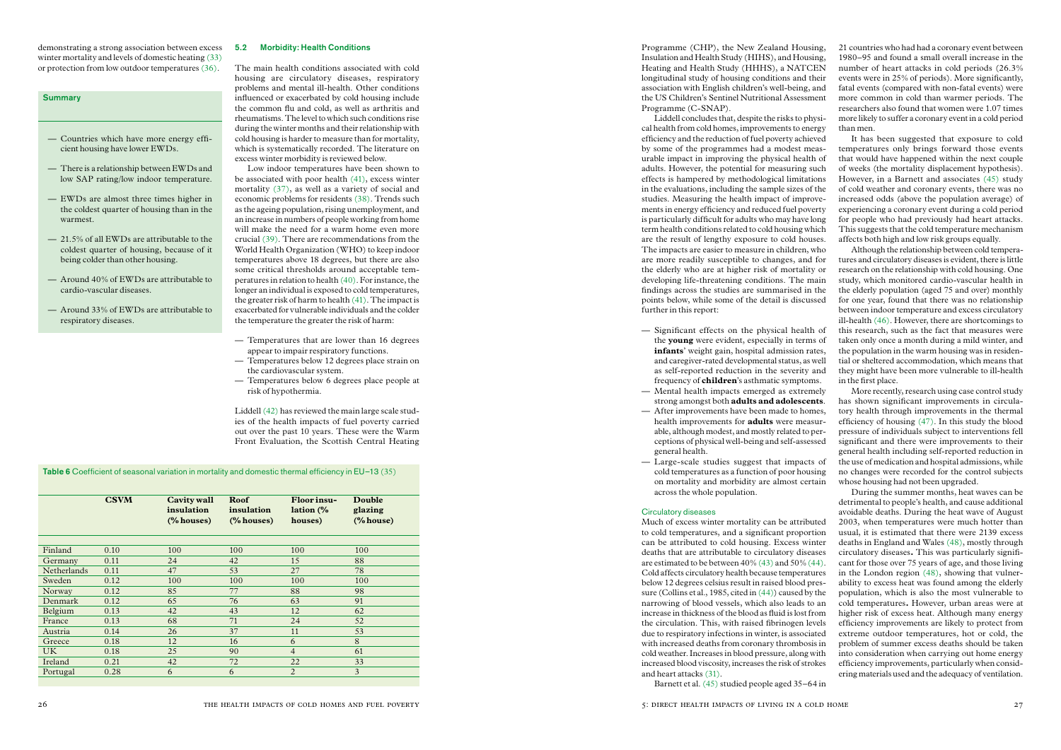demonstrating a strong association between excess winter mortality and levels of domestic heating (33) or protection from low outdoor temperatures (36).

**Summary**

- Countries which have more energy efficient housing have lower EWDs.
- There is a relationship between EWDs and low SAP rating/low indoor temperature.
- EWDs are almost three times higher in the coldest quarter of housing than in the warmest.
- 21.5% of all EWDs are attributable to the coldest quarter of housing, because of it being colder than other housing.
- Around 40% of EWDs are attributable to cardio-vascular diseases.
- Around 33% of EWDs are attributable to respiratory diseases.

## 5.2 Morbidity: Health Conditions

The main health conditions associated with cold housing are circulatory diseases, respiratory problems and mental ill-health. Other conditions influenced or exacerbated by cold housing include the common flu and cold, as well as arthritis and rheumatisms. The level to which such conditions rise during the winter months and their relationship with cold housing is harder to measure than for mortality, which is systematically recorded. The literature on excess winter morbidity is reviewed below.

Low indoor temperatures have been shown to be associated with poor health (41), excess winter mortality (37), as well as a variety of social and economic problems for residents (38). Trends such as the ageing population, rising unemployment, and an increase in numbers of people working from home will make the need for a warm home even more crucial (39). There are recommendations from the World Health Organization (WHO) to keep indoor temperatures above 18 degrees, but there are also some critical thresholds around acceptable temperatures in relation to health (40). For instance, the longer an individual is exposed to cold temperatures, the greater risk of harm to health (41). The impact is exacerbated for vulnerable individuals and the colder the temperature the greater the risk of harm:

- Temperatures that are lower than 16 degrees appear to impair respiratory functions.
- Temperatures below 12 degrees place strain on the cardiovascular system.
- Temperatures below 6 degrees place people at risk of hypothermia.

Liddell (42) has reviewed the main large scale studies of the health impacts of fuel poverty carried out over the past 10 years. These were the Warm Front Evaluation, the Scottish Central Heating Programme (CHP), the New Zealand Housing, Insulation and Health Study (HIHS), and Housing, Heating and Health Study (HHHS), a NATCEN longitudinal study of housing conditions and their association with English children's well-being, and the US Children's Sentinel Nutritional Assessment Programme (C-SNAP).

**Table 6** Coefficient of seasonal variation in mortality and domestic thermal efficiency in EU–13 (35)

| | CSVM | Cavity wall insulation (% houses) | Roof insulation (% houses) | Floor insulation (% houses) | Double glazing (% house) |
|---|---|---|---|---|---|
| Finland | 0.10 | 100 | 100 | 100 | 100 |
| Germany | 0.11 | 24 | 42 | 15 | 88 |
| Netherlands | 0.11 | 47 | 53 | 27 | 78 |
| Sweden | 0.12 | 100 | 100 | 100 | 100 |
| Norway | 0.12 | 85 | 77 | 88 | 98 |
| Denmark | 0.12 | 65 | 76 | 63 | 91 |
| Belgium | 0.13 | 42 | 43 | 12 | 62 |
| France | 0.13 | 68 | 71 | 24 | 52 |
| Austria | 0.14 | 26 | 37 | 11 | 53 |
| Greece | 0.18 | 12 | 16 | 6 | 8 |
| UK | 0.18 | 25 | 90 | 4 | 61 |
| Ireland | 0.21 | 42 | 72 | 22 | 33 |
| Portugal | 0.28 | 6 | 6 | 2 | 3 |

Liddell concludes that, despite the risks to physical health from cold homes, improvements to energy efficiency and the reduction of fuel poverty achieved by some of the programmes had a modest measurable impact in improving the physical health of adults. However, the potential for measuring such effects is hampered by methodological limitations in the evaluations, including the sample sizes of the studies. Measuring the health impact of improvements in energy efficiency and reduced fuel poverty is particularly difficult for adults who may have long term health conditions related to cold housing which are the result of lengthy exposure to cold houses. The impacts are easier to measure in children, who are more readily susceptible to changes, and for the elderly who are at higher risk of mortality or developing life-threatening conditions. The main findings across the studies are summarised in the points below, while some of the detail is discussed further in this report:

- Significant effects on the physical health of the **young** were evident, especially in terms of **infants**' weight gain, hospital admission rates, and caregiver-rated developmental status, as well as self-reported reduction in the severity and frequency of **children**'s asthmatic symptoms.
- Mental health impacts emerged as extremely strong amongst both **adults and adolescents**.
- After improvements have been made to homes, health improvements for **adults** were measurable, although modest, and mostly related to perceptions of physical well-being and self-assessed general health.
- Large-scale studies suggest that impacts of cold temperatures as a function of poor housing on mortality and morbidity are almost certain across the whole population.

### Circulatory diseases

Much of excess winter mortality can be attributed to cold temperatures, and a significant proportion can be attributed to cold housing. Excess winter deaths that are attributable to circulatory diseases are estimated to be between 40% (43) and 50% (44). Cold affects circulatory health because temperatures below 12 degrees celsius result in raised blood pressure (Collins et al., 1985, cited in (44)) caused by the narrowing of blood vessels, which also leads to an increase in thickness of the blood as fluid is lost from the circulation. This, with raised fibrinogen levels due to respiratory infections in winter, is associated with increased deaths from coronary thrombosis in cold weather. Increases in blood pressure, along with increased blood viscosity, increases the risk of strokes and heart attacks (31).

Barnett et al. (45) studied people aged 35–64 in 21 countries who had had a coronary event between 1980–95 and found a small overall increase in the number of heart attacks in cold periods (26.3% events were in 25% of periods). More significantly, fatal events (compared with non-fatal events) were more common in cold than warmer periods. The researchers also found that women were 1.07 times more likely to suffer a coronary event in a cold period than men.

It has been suggested that exposure to cold temperatures only brings forward those events that would have happened within the next couple of weeks (the mortality displacement hypothesis). However, in a Barnett and associates (45) study of cold weather and coronary events, there was no increased odds (above the population average) of experiencing a coronary event during a cold period for people who had previously had heart attacks. This suggests that the cold temperature mechanism affects both high and low risk groups equally.

Although the relationship between cold temperatures and circulatory diseases is evident, there is little research on the relationship with cold housing. One study, which monitored cardio-vascular health in the elderly population (aged 75 and over) monthly for one year, found that there was no relationship between indoor temperature and excess circulatory ill-health (46). However, there are shortcomings to this research, such as the fact that measures were taken only once a month during a mild winter, and the population in the warm housing was in residential or sheltered accommodation, which means that they might have been more vulnerable to ill-health in the first place.

More recently, research using case control study has shown significant improvements in circulatory health through improvements in the thermal efficiency of housing (47). In this study the blood pressure of individuals subject to interventions fell significant and there were improvements to their general health including self-reported reduction in the use of medication and hospital admissions, while no changes were recorded for the control subjects whose housing had not been upgraded.

During the summer months, heat waves can be detrimental to people's health, and cause additional avoidable deaths. During the heat wave of August 2003, when temperatures were much hotter than usual, it is estimated that there were 2139 excess deaths in England and Wales (48), mostly through circulatory diseases. This was particularly significant for those over 75 years of age, and those living in the London region (48), showing that vulnerability to excess heat was found among the elderly population, which is also the most vulnerable to cold temperatures. However, urban areas were at higher risk of excess heat. Although many energy efficiency improvements are likely to protect from extreme outdoor temperatures, hot or cold, the problem of summer excess deaths should be taken into consideration when carrying out home energy efficiency improvements, particularly when considering materials used and the adequacy of ventilation.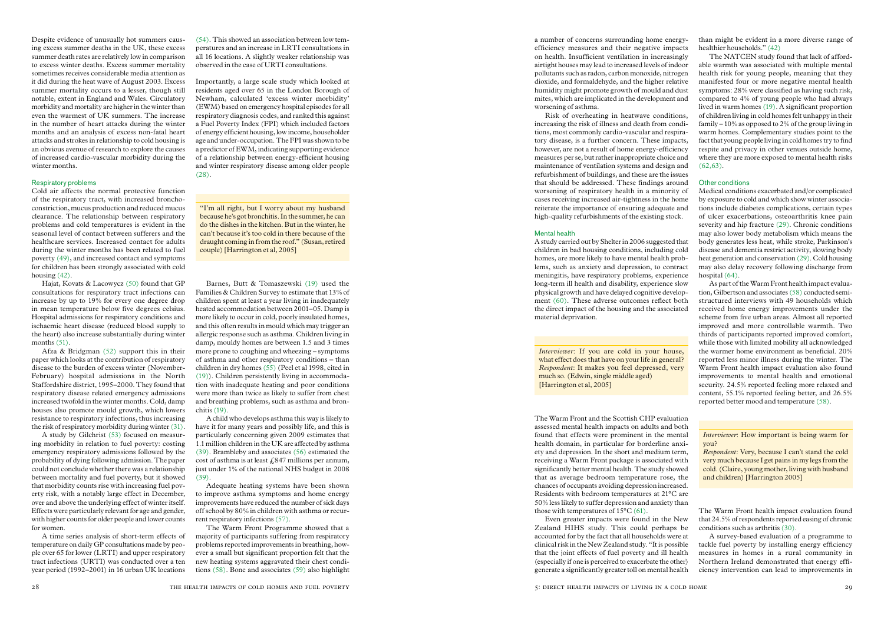Despite evidence of unusually hot summers causing excess summer deaths in the UK, these excess summer death rates are relatively low in comparison to excess winter deaths. Excess summer mortality sometimes receives considerable media attention as it did during the heat wave of August 2003. Excess summer mortality occurs to a lesser, though still notable, extent in England and Wales. Circulatory morbidity and mortality are higher in the winter than even the warmest of UK summers. The increase in the number of heart attacks during the winter months and an analysis of excess non-fatal heart attacks and strokes in relationship to cold housing is an obvious avenue of research to explore the causes of increased cardio-vascular morbidity during the winter months.

### Respiratory problems

Cold air affects the normal protective function of the respiratory tract, with increased bronchoconstriction, mucus production and reduced mucus clearance. The relationship between respiratory problems and cold temperatures is evident in the seasonal level of contact between sufferers and the healthcare services. Increased contact for adults during the winter months has been related to fuel poverty (49), and increased contact and symptoms for children has been strongly associated with cold housing (42).

Hajat, Kovats & Lacowycz (50) found that GP consultations for respiratory tract infections can increase by up to 19% for every one degree drop in mean temperature below five degrees celsius. Hospital admissions for respiratory conditions and ischaemic heart disease (reduced blood supply to the heart) also increase substantially during winter months (51).

Afza & Bridgman (52) support this in their paper which looks at the contribution of respiratory disease to the burden of excess winter (November-February) hospital admissions in the North Staffordshire district, 1995–2000. They found that respiratory disease related emergency admissions increased twofold in the winter months. Cold, damp houses also promote mould growth, which lowers resistance to respiratory infections, thus increasing the risk of respiratory morbidity during winter (31).

A study by Gilchrist (53) focused on measuring morbidity in relation to fuel poverty: costing emergency respiratory admissions followed by the probability of dying following admission. The paper could not conclude whether there was a relationship between mortality and fuel poverty, but it showed that morbidity counts rise with increasing fuel poverty risk, with a notably large effect in December, over and above the underlying effect of winter itself. Effects were particularly relevant for age and gender, with higher counts for older people and lower counts for women.

A time series analysis of short-term effects of temperature on daily GP consultations made by people over 65 for lower (LRTI) and upper respiratory tract infections (URTI) was conducted over a ten year period (1992–2001) in 16 urban UK locations (54). This showed an association between low temperatures and an increase in LRTI consultations in all 16 locations. A slightly weaker relationship was observed in the case of URTI consultations.

Importantly, a large scale study which looked at residents aged over 65 in the London Borough of Newham, calculated 'excess winter morbidity' (EWM) based on emergency hospital episodes for all respiratory diagnosis codes, and ranked this against a Fuel Poverty Index (FPI) which included factors of energy efficient housing, low income, householder age and under-occupation. The FPI was shown to be a predictor of EWM, indicating supporting evidence of a relationship between energy-efficient housing and winter respiratory disease among older people (28).

> "I'm all right, but I worry about my husband because he's got bronchitis. In the summer, he can do the dishes in the kitchen. But in the winter, he can't because it's too cold in there because of the draught coming in from the roof." (Susan, retired couple) [Harrington et al, 2005]

Barnes, Butt & Tomaszewski (19) used the Families & Children Survey to estimate that 13% of children spent at least a year living in inadequately heated accommodation between 2001–05. Damp is more likely to occur in cold, poorly insulated homes, and this often results in mould which may trigger an allergic response such as asthma. Children living in damp, mouldy homes are between 1.5 and 3 times more prone to coughing and wheezing – symptoms of asthma and other respiratory conditions – than children in dry homes (55) (Peel et al 1998, cited in (19)). Children persistently living in accommodation with inadequate heating and poor conditions were more than twice as likely to suffer from chest and breathing problems, such as asthma and bronchitis (19).

A child who develops asthma this way is likely to have it for many years and possibly life, and this is particularly concerning given 2009 estimates that 1.1 million children in the UK are affected by asthma (39). Brambleby and associates (56) estimated the cost of asthma is at least £847 millions per annum, just under 1% of the national NHS budget in 2008 (39).

Adequate heating systems have been shown to improve asthma symptoms and home energy improvements have reduced the number of sick days off school by 80% in children with asthma or recurrent respiratory infections (57).

The Warm Front Programme showed that a majority of participants suffering from respiratory problems reported improvements in breathing, however a small but significant proportion felt that the new heating systems aggravated their chest conditions (58). Bone and associates (59) also highlight a number of concerns surrounding home energy-efficiency measures and their negative impacts on health. Insufficient ventilation in increasingly airtight houses may lead to increased levels of indoor pollutants such as radon, carbon monoxide, nitrogen dioxide, and formaldehyde, and the higher relative humidity might promote growth of mould and dust mites, which are implicated in the development and worsening of asthma.

Risk of overheating in heatwave conditions, increasing the risk of illness and death from conditions, most commonly cardio-vascular and respiratory disease, is a further concern. These impacts, however, are not a result of home energy-efficiency measures per se, but rather inappropriate choice and maintenance of ventilation systems and design and refurbishment of buildings, and these are the issues that should be addressed. These findings around worsening of respiratory health in a minority of cases receiving increased air-tightness in the home reiterate the importance of ensuring adequate and high-quality refurbishments of the existing stock.

### Mental health

A study carried out by Shelter in 2006 suggested that children in bad housing conditions, including cold homes, are more likely to have mental health problems, such as anxiety and depression, to contract meningitis, have respiratory problems, experience long-term ill health and disability, experience slow physical growth and have delayed cognitive development (60). These adverse outcomes reflect both the direct impact of the housing and the associated material deprivation.

> *Interviewer*: If you are cold in your house, what effect does that have on your life in general?
> *Respondent*: It makes you feel depressed, very much so. (Edwin, single middle aged) [Harrington et al, 2005]

The Warm Front and the Scottish CHP evaluation assessed mental health impacts on adults and both found that effects were prominent in the mental health domain, in particular for borderline anxiety and depression. In the short and medium term, receiving a Warm Front package is associated with significantly better mental health. The study showed that as average bedroom temperature rose, the chances of occupants avoiding depression increased. Residents with bedroom temperatures at 21°C are 50% less likely to suffer depression and anxiety than those with temperatures of 15°C (61).

Even greater impacts were found in the New Zealand HIHS study. This could perhaps be accounted for by the fact that all households were at clinical risk in the New Zealand study. "It is possible that the joint effects of fuel poverty and ill health (especially if one is perceived to exacerbate the other) generate a significantly greater toll on mental health than might be evident in a more diverse range of healthier households." (42)

The NATCEN study found that lack of affordable warmth was associated with multiple mental health risk for young people, meaning that they manifested four or more negative mental health symptoms: 28% were classified as having such risk, compared to 4% of young people who had always lived in warm homes (19). A significant proportion of children living in cold homes felt unhappy in their family – 10% as opposed to 2% of the group living in warm homes. Complementary studies point to the fact that young people living in cold homes try to find respite and privacy in other venues outside home, where they are more exposed to mental health risks (62,63).

### Other conditions

Medical conditions exacerbated and/or complicated by exposure to cold and which show winter associations include diabetes complications, certain types of ulcer exacerbations, osteoarthritis knee pain severity and hip fracture (29). Chronic conditions may also lower body metabolism which means the body generates less heat, while stroke, Parkinson's disease and dementia restrict activity, slowing body heat generation and conservation (29). Cold housing may also delay recovery following discharge from hospital (64).

As part of the Warm Front health impact evaluation, Gilbertson and associates (58) conducted semi-structured interviews with 49 households which received home energy improvements under the scheme from five urban areas. Almost all reported improved and more controllable warmth. Two thirds of participants reported improved comfort, while those with limited mobility all acknowledged the warmer home environment as beneficial. 20% reported less minor illness during the winter. The Warm Front health impact evaluation also found improvements to mental health and emotional security. 24.5% reported feeling more relaxed and content, 55.1% reported feeling better, and 26.5% reported better mood and temperature (58).

> *Interviewer*: How important is being warm for you?
> *Respondent*: Very, because I can't stand the cold very much because I get pains in my legs from the cold. (Claire, young mother, living with husband and children) [Harrington 2005]

The Warm Front health impact evaluation found that 24.5% of respondents reported easing of chronic conditions such as arthritis (30).

A survey-based evaluation of a programme to tackle fuel poverty by installing energy efficiency measures in homes in a rural community in Northern Ireland demonstrated that energy efficiency intervention can lead to improvements in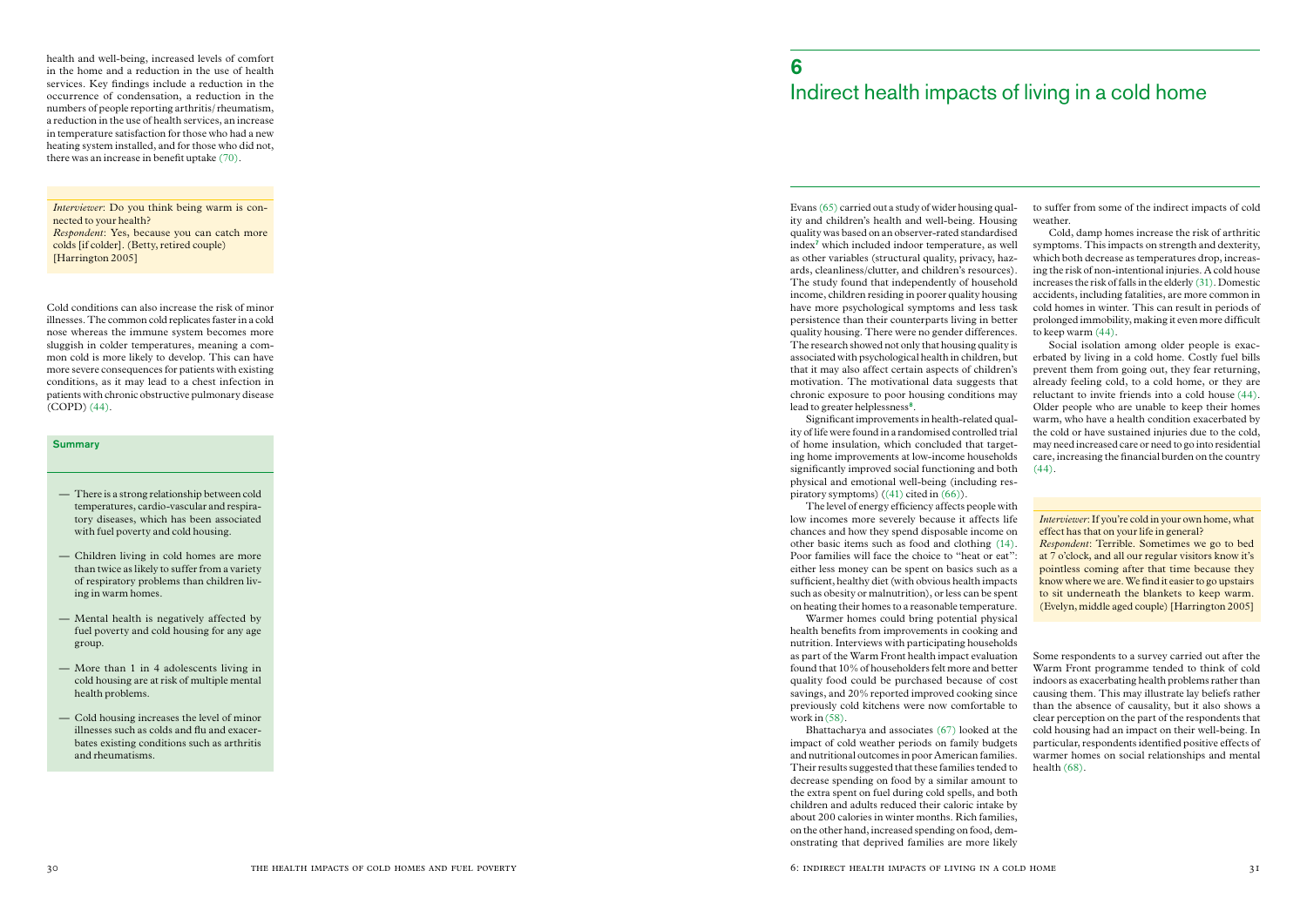health and well-being, increased levels of comfort in the home and a reduction in the use of health services. Key findings include a reduction in the occurrence of condensation, a reduction in the numbers of people reporting arthritis/rheumatism, a reduction in the use of health services, an increase in temperature satisfaction for those who had a new heating system installed, and for those who did not, there was an increase in benefit uptake (70).

> *Interviewer*: Do you think being warm is connected to your health?
> *Respondent*: Yes, because you can catch more colds [if colder]. (Betty, retired couple) [Harrington 2005]

Cold conditions can also increase the risk of minor illnesses. The common cold replicates faster in a cold nose whereas the immune system becomes more sluggish in colder temperatures, meaning a common cold is more likely to develop. This can have more severe consequences for patients with existing conditions, as it may lead to a chest infection in patients with chronic obstructive pulmonary disease (COPD) (44).

**Summary**

- There is a strong relationship between cold temperatures, cardio-vascular and respiratory diseases, which has been associated with fuel poverty and cold housing.
- Children living in cold homes are more than twice as likely to suffer from a variety of respiratory problems than children living in warm homes.
- Mental health is negatively affected by fuel poverty and cold housing for any age group.
- More than 1 in 4 adolescents living in cold housing are at risk of multiple mental health problems.
- Cold housing increases the level of minor illnesses such as colds and flu and exacerbates existing conditions such as arthritis and rheumatisms.

# 6 Indirect health impacts of living in a cold home

Evans (65) carried out a study of wider housing quality and children's health and well-being. Housing quality was based on an observer-rated standardised index[7] which included indoor temperature, as well as other variables (structural quality, privacy, hazards, cleanliness/clutter, and children's resources). The study found that independently of household income, children residing in poorer quality housing have more psychological symptoms and less task persistence than their counterparts living in better quality housing. There were no gender differences. The research showed not only that housing quality is associated with psychological health in children, but that it may also affect certain aspects of children's motivation. The motivational data suggests that chronic exposure to poor housing conditions may lead to greater helplessness[8].

Significant improvements in health-related quality of life were found in a randomised controlled trial of home insulation, which concluded that targeting home improvements at low-income households significantly improved social functioning and both physical and emotional well-being (including respiratory symptoms) ((41) cited in (66)).

The level of energy efficiency affects people with low incomes more severely because it affects life chances and how they spend disposable income on other basic items such as food and clothing (14). Poor families will face the choice to "heat or eat": either less money can be spent on basics such as a sufficient, healthy diet (with obvious health impacts such as obesity or malnutrition), or less can be spent on heating their homes to a reasonable temperature.

Warmer homes could bring potential physical health benefits from improvements in cooking and nutrition. Interviews with participating households as part of the Warm Front health impact evaluation found that 10% of householders felt more and better quality food could be purchased because of cost savings, and 20% reported improved cooking since previously cold kitchens were now comfortable to work in (58).

Bhattacharya and associates (67) looked at the impact of cold weather periods on family budgets and nutritional outcomes in poor American families. Their results suggested that these families tended to decrease spending on food by a similar amount to the extra spent on fuel during cold spells, and both children and adults reduced their caloric intake by about 200 calories in winter months. Rich families, on the other hand, increased spending on food, demonstrating that deprived families are more likely to suffer from some of the indirect impacts of cold weather.

Cold, damp homes increase the risk of arthritic symptoms. This impacts on strength and dexterity, which both decrease as temperatures drop, increasing the risk of non-intentional injuries. A cold house increases the risk of falls in the elderly (31). Domestic accidents, including fatalities, are more common in cold homes in winter. This can result in periods of prolonged immobility, making it even more difficult to keep warm (44).

Social isolation among older people is exacerbated by living in a cold home. Costly fuel bills prevent them from going out, they fear returning, already feeling cold, to a cold home, or they are reluctant to invite friends into a cold house (44). Older people who are unable to keep their homes warm, who have a health condition exacerbated by the cold or have sustained injuries due to the cold, may need increased care or need to go into residential care, increasing the financial burden on the country (44).

> *Interviewer*: If you're cold in your own home, what effect has that on your life in general?
> *Respondent*: Terrible. Sometimes we go to bed at 7 o'clock, and all our regular visitors know it's pointless coming after that time because they know where we are. We find it easier to go upstairs to sit underneath the blankets to keep warm. (Evelyn, middle aged couple) [Harrington 2005]

Some respondents to a survey carried out after the Warm Front programme tended to think of cold indoors as exacerbating health problems rather than causing them. This may illustrate lay beliefs rather than the absence of causality, but it also shows a clear perception on the part of the respondents that cold housing had an impact on their well-being. In particular, respondents identified positive effects of warmer homes on social relationships and mental health (68).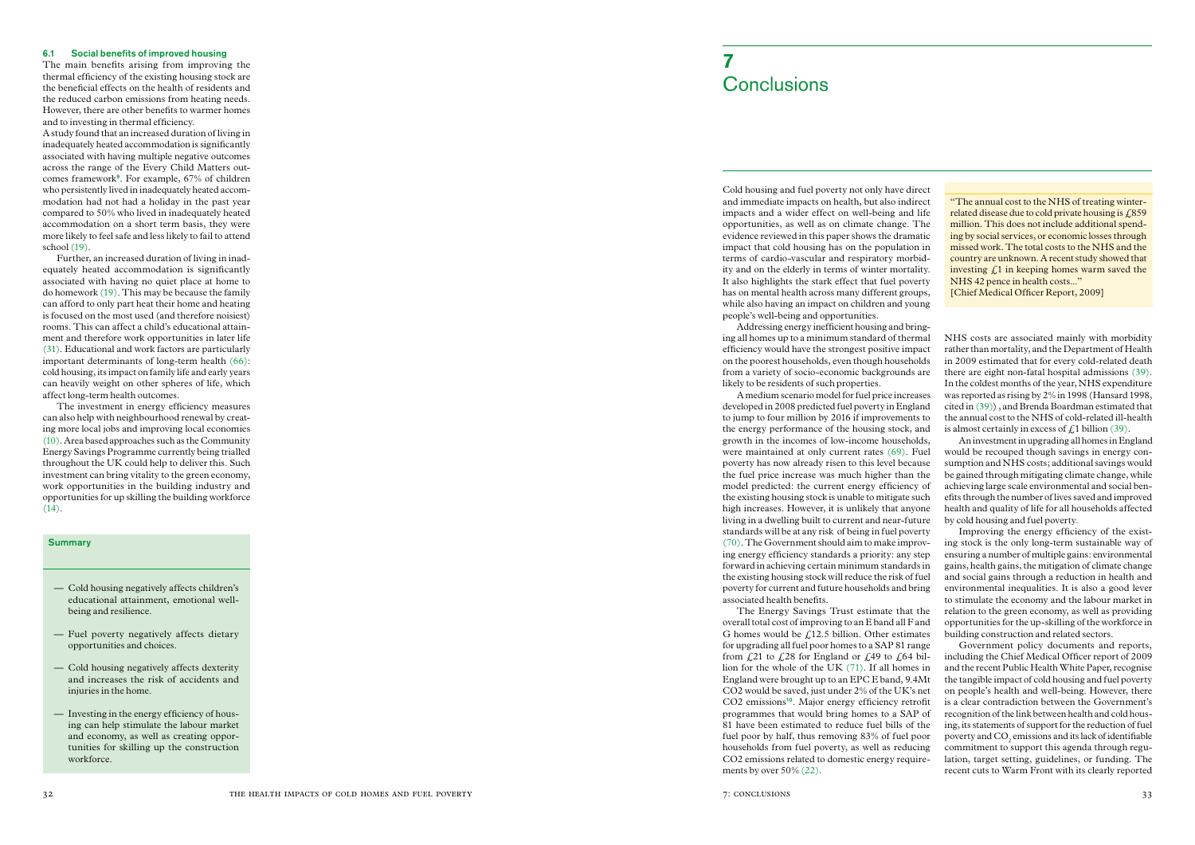### 6.1 Social benefits of improved housing

The main benefits arising from improving the thermal efficiency of the existing housing stock are the beneficial effects on the health of residents and the reduced carbon emissions from heating needs. However, there are other benefits to warmer homes and to investing in thermal efficiency.

A study found that an increased duration of living in inadequately heated accommodation is significantly associated with having multiple negative outcomes across the range of the Every Child Matters outcomes framework[9]. For example, 67% of children who persistently lived in inadequately heated accommodation had not had a holiday in the past year compared to 50% who lived in inadequately heated accommodation on a short term basis, they were more likely to feel safe and less likely to fail to attend school (19).

Further, an increased duration of living in inadequately heated accommodation is significantly associated with having no quiet place at home to do homework (19). This may be because the family can afford to only part heat their home and heating is focused on the most used (and therefore noisiest) rooms. This can affect a child's educational attainment and therefore work opportunities in later life (31). Educational and work factors are particularly important determinants of long-term health (66): cold housing, its impact on family life and early years can heavily weight on other spheres of life, which affect long-term health outcomes.

The investment in energy efficiency measures can also help with neighbourhood renewal by creating more local jobs and improving local economies (10). Area based approaches such as the Community Energy Savings Programme currently being trialled throughout the UK could help to deliver this. Such investment can bring vitality to the green economy, work opportunities in the building industry and opportunities for up skilling the building workforce (14).

**Summary**

- Cold housing negatively affects children's educational attainment, emotional well-being and resilience.
- Fuel poverty negatively affects dietary opportunities and choices.
- Cold housing negatively affects dexterity and increases the risk of accidents and injuries in the home.
- Investing in the energy efficiency of housing can help stimulate the labour market and economy, as well as creating opportunities for skilling up the construction workforce.

# 7 Conclusions

Cold housing and fuel poverty not only have direct and immediate impacts on health, but also indirect impacts and a wider effect on well-being and life opportunities, as well as on climate change. The evidence reviewed in this paper shows the dramatic impact that cold housing has on the population in terms of cardio-vascular and respiratory morbidity and on the elderly in terms of winter mortality. It also highlights the stark effect that fuel poverty has on mental health across many different groups, while also having an impact on children and young people's well-being and opportunities.

Addressing energy inefficient housing and bringing all homes up to a minimum standard of thermal efficiency would have the strongest positive impact on the poorest households, even though households from a variety of socio-economic backgrounds are likely to be residents of such properties.

A medium scenario model for fuel price increases developed in 2008 predicted fuel poverty in England to jump to four million by 2016 if improvements to the energy performance of the housing stock, and growth in the incomes of low-income households, were maintained at only current rates (69). Fuel poverty has now already risen to this level because the fuel price increase was much higher than the model predicted: the current energy efficiency of the existing housing stock is unable to mitigate such high increases. However, it is unlikely that anyone living in a dwelling built to current and near-future standards will be at any risk of being in fuel poverty (70). The Government should aim to make improving energy efficiency standards a priority: any step forward in achieving certain minimum standards in the existing housing stock will reduce the risk of fuel poverty for current and future households and bring associated health benefits.

The Energy Savings Trust estimate that the overall total cost of improving to an E band all F and G homes would be £12.5 billion. Other estimates for upgrading all fuel poor homes to a SAP 81 range from £21 to £28 for England or £49 to £64 billion for the whole of the UK (71). If all homes in England were brought up to an EPC E band, 9.4Mt CO2 would be saved, just under 2% of the UK's net CO2 emissions[10]. Major energy efficiency retrofit programmes that would bring homes to a SAP of 81 have been estimated to reduce fuel bills of the fuel poor by half, thus removing 83% of fuel poor households from fuel poverty, as well as reducing CO2 emissions related to domestic energy requirements by over 50% (22).

> "The annual cost to the NHS of treating winter-related disease due to cold private housing is £859 million. This does not include additional spending by social services, or economic losses through missed work. The total costs to the NHS and the country are unknown. A recent study showed that investing £1 in keeping homes warm saved the NHS 42 pence in health costs..."
> [Chief Medical Officer Report, 2009]

NHS costs are associated mainly with morbidity rather than mortality, and the Department of Health in 2009 estimated that for every cold-related death there are eight non-fatal hospital admissions (39). In the coldest months of the year, NHS expenditure was reported as rising by 2% in 1998 (Hansard 1998, cited in (39)) , and Brenda Boardman estimated that the annual cost to the NHS of cold-related ill-health is almost certainly in excess of £1 billion (39).

An investment in upgrading all homes in England would be recouped though savings in energy consumption and NHS costs; additional savings would be gained through mitigating climate change, while achieving large scale environmental and social benefits through the number of lives saved and improved health and quality of life for all households affected by cold housing and fuel poverty.

Improving the energy efficiency of the existing stock is the only long-term sustainable way of ensuring a number of multiple gains: environmental gains, health gains, the mitigation of climate change and social gains through a reduction in health and environmental inequalities. It is also a good lever to stimulate the economy and the labour market in relation to the green economy, as well as providing opportunities for the up-skilling of the workforce in building construction and related sectors.

Government policy documents and reports, including the Chief Medical Officer report of 2009 and the recent Public Health White Paper, recognise the tangible impact of cold housing and fuel poverty on people's health and well-being. However, there is a clear contradiction between the Government's recognition of the link between health and cold housing, its statements of support for the reduction of fuel poverty and $CO_2$ emissions and its lack of identifiable commitment to support this agenda through regulation, target setting, guidelines, or funding. The recent cuts to Warm Front with its clearly reported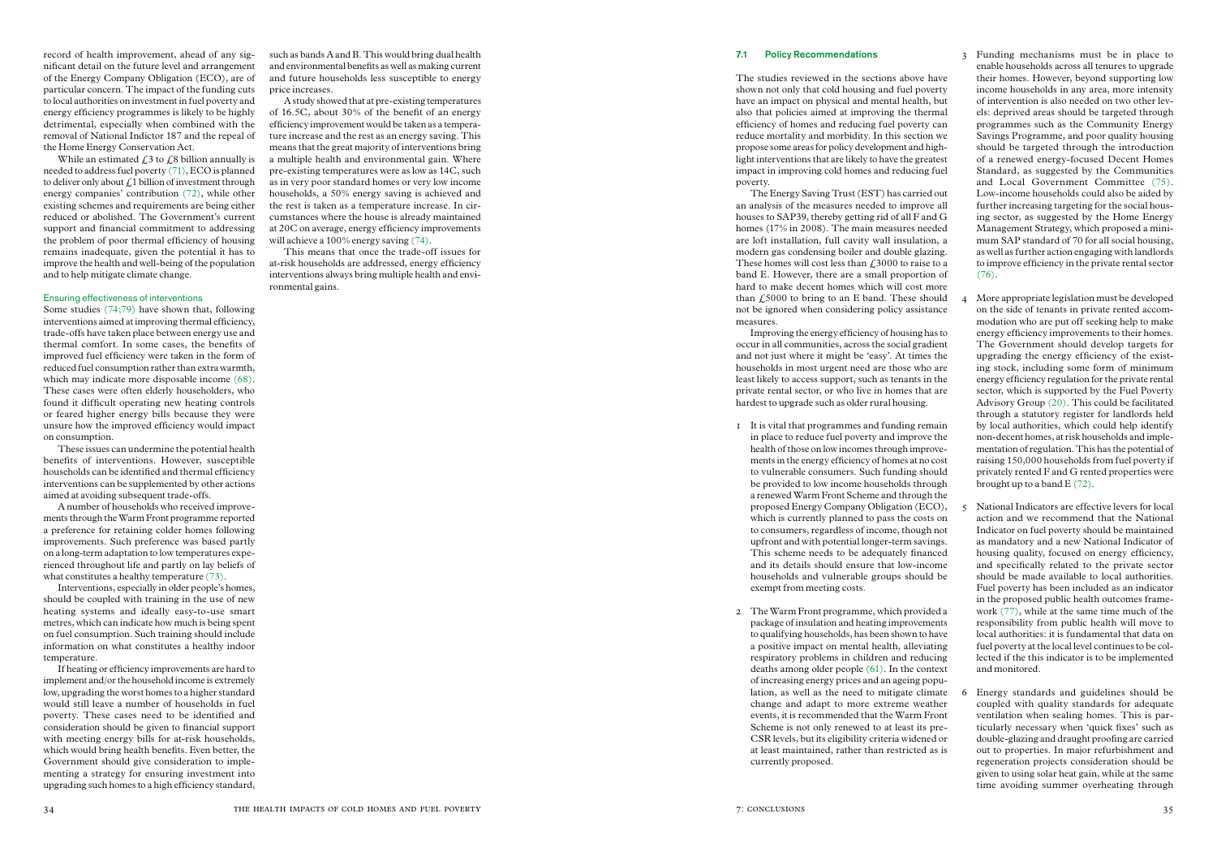record of health improvement, ahead of any significant detail on the future level and arrangement of the Energy Company Obligation (ECO), are of particular concern. The impact of the funding cuts to local authorities on investment in fuel poverty and energy efficiency programmes is likely to be highly detrimental, especially when combined with the removal of National Indictor 187 and the repeal of the Home Energy Conservation Act.

While an estimated £3 to £8 billion annually is needed to address fuel poverty (71), ECO is planned to deliver only about £1 billion of investment through energy companies' contribution (72), while other existing schemes and requirements are being either reduced or abolished. The Government's current support and financial commitment to addressing the problem of poor thermal efficiency of housing remains inadequate, given the potential it has to improve the health and well-being of the population and to help mitigate climate change.

### Ensuring effectiveness of interventions

Some studies (74;79) have shown that, following interventions aimed at improving thermal efficiency, trade-offs have taken place between energy use and thermal comfort. In some cases, the benefits of improved fuel efficiency were taken in the form of reduced fuel consumption rather than extra warmth, which may indicate more disposable income (68). These cases were often elderly householders, who found it difficult operating new heating controls or feared higher energy bills because they were unsure how the improved efficiency would impact on consumption.

These issues can undermine the potential health benefits of interventions. However, susceptible households can be identified and thermal efficiency interventions can be supplemented by other actions aimed at avoiding subsequent trade-offs.

A number of households who received improvements through the Warm Front programme reported a preference for retaining colder homes following improvements. Such preference was based partly on a long-term adaptation to low temperatures experienced throughout life and partly on lay beliefs of what constitutes a healthy temperature (73).

Interventions, especially in older people's homes, should be coupled with training in the use of new heating systems and ideally easy-to-use smart metres, which can indicate how much is being spent on fuel consumption. Such training should include information on what constitutes a healthy indoor temperature.

If heating or efficiency improvements are hard to implement and/or the household income is extremely low, upgrading the worst homes to a higher standard would still leave a number of households in fuel poverty. These cases need to be identified and consideration should be given to financial support with meeting energy bills for at-risk households, which would bring health benefits. Even better, the Government should give consideration to implementing a strategy for ensuring investment into upgrading such homes to a high efficiency standard, such as bands A and B. This would bring dual health and environmental benefits as well as making current and future households less susceptible to energy price increases.

A study showed that at pre-existing temperatures of 16.5C, about 30% of the benefit of an energy efficiency improvement would be taken as a temperature increase and the rest as an energy saving. This means that the great majority of interventions bring a multiple health and environmental gain. Where pre-existing temperatures were as low as 14C, such as in very poor standard homes or very low income households, a 50% energy saving is achieved and the rest is taken as a temperature increase. In circumstances where the house is already maintained at 20C on average, energy efficiency improvements will achieve a 100% energy saving (74).

This means that once the trade-off issues for at-risk households are addressed, energy efficiency interventions always bring multiple health and environmental gains.

### 7.1 Policy Recommendations

The studies reviewed in the sections above have shown not only that cold housing and fuel poverty have an impact on physical and mental health, but also that policies aimed at improving the thermal efficiency of homes and reducing fuel poverty can reduce mortality and morbidity. In this section we propose some areas for policy development and highlight interventions that are likely to have the greatest impact in improving cold homes and reducing fuel poverty.

The Energy Saving Trust (EST) has carried out an analysis of the measures needed to improve all houses to SAP39, thereby getting rid of all F and G homes (17% in 2008). The main measures needed are loft installation, full cavity wall insulation, a modern gas condensing boiler and double glazing. These homes will cost less than £3000 to raise to a band E. However, there are a small proportion of hard to make decent homes which will cost more than £5000 to bring to an E band. These should not be ignored when considering policy assistance measures.

Improving the energy efficiency of housing has to occur in all communities, across the social gradient and not just where it might be 'easy'. At times the households in most urgent need are those who are least likely to access support, such as tenants in the private rental sector, or who live in homes that are hardest to upgrade such as older rural housing.

1. It is vital that programmes and funding remain in place to reduce fuel poverty and improve the health of those on low incomes through improvements in the energy efficiency of homes at no cost to vulnerable consumers. Such funding should be provided to low income households through a renewed Warm Front Scheme and through the proposed Energy Company Obligation (ECO), which is currently planned to pass the costs on to consumers, regardless of income, though not upfront and with potential longer-term savings. This scheme needs to be adequately financed and its details should ensure that low-income households and vulnerable groups should be exempt from meeting costs.

2. The Warm Front programme, which provided a package of insulation and heating improvements to qualifying households, has been shown to have a positive impact on mental health, alleviating respiratory problems in children and reducing deaths among older people (61). In the context of increasing energy prices and an ageing population, as well as the need to mitigate climate change and adapt to more extreme weather events, it is recommended that the Warm Front Scheme is not only renewed to at least its pre-CSR levels, but its eligibility criteria widened or at least maintained, rather than restricted as is currently proposed.

3. Funding mechanisms must be in place to enable households across all tenures to upgrade their homes. However, beyond supporting low income households in any area, more intensity of intervention is also needed on two other levels: deprived areas should be targeted through programmes such as the Community Energy Savings Programme, and poor quality housing should be targeted through the introduction of a renewed energy-focused Decent Homes Standard, as suggested by the Communities and Local Government Committee (75). Low-income households could also be aided by further increasing targeting for the social housing sector, as suggested by the Home Energy Management Strategy, which proposed a minimum SAP standard of 70 for all social housing, as well as further action engaging with landlords to improve efficiency in the private rental sector (76).

4. More appropriate legislation must be developed on the side of tenants in private rented accommodation who are put off seeking help to make energy efficiency improvements to their homes. The Government should develop targets for upgrading the energy efficiency of the existing stock, including some form of minimum energy efficiency regulation for the private rental sector, which is supported by the Fuel Poverty Advisory Group (20). This could be facilitated through a statutory register for landlords held by local authorities, which could help identify non-decent homes, at risk households and implementation of regulation. This has the potential of raising 150,000 households from fuel poverty if privately rented F and G rented properties were brought up to a band E (72).

5. National Indicators are effective levers for local action and we recommend that the National Indicator on fuel poverty should be maintained as mandatory and a new National Indicator of housing quality, focused on energy efficiency, and specifically related to the private sector should be made available to local authorities. Fuel poverty has been included as an indicator in the proposed public health outcomes framework (77), while at the same time much of the responsibility from public health will move to local authorities: it is fundamental that data on fuel poverty at the local level continues to be collected if the this indicator is to be implemented and monitored.

6. Energy standards and guidelines should be coupled with quality standards for adequate ventilation when sealing homes. This is particularly necessary when 'quick fixes' such as double-glazing and draught proofing are carried out to properties. In major refurbishment and regeneration projects consideration should be given to using solar heat gain, while at the same time avoiding summer overheating through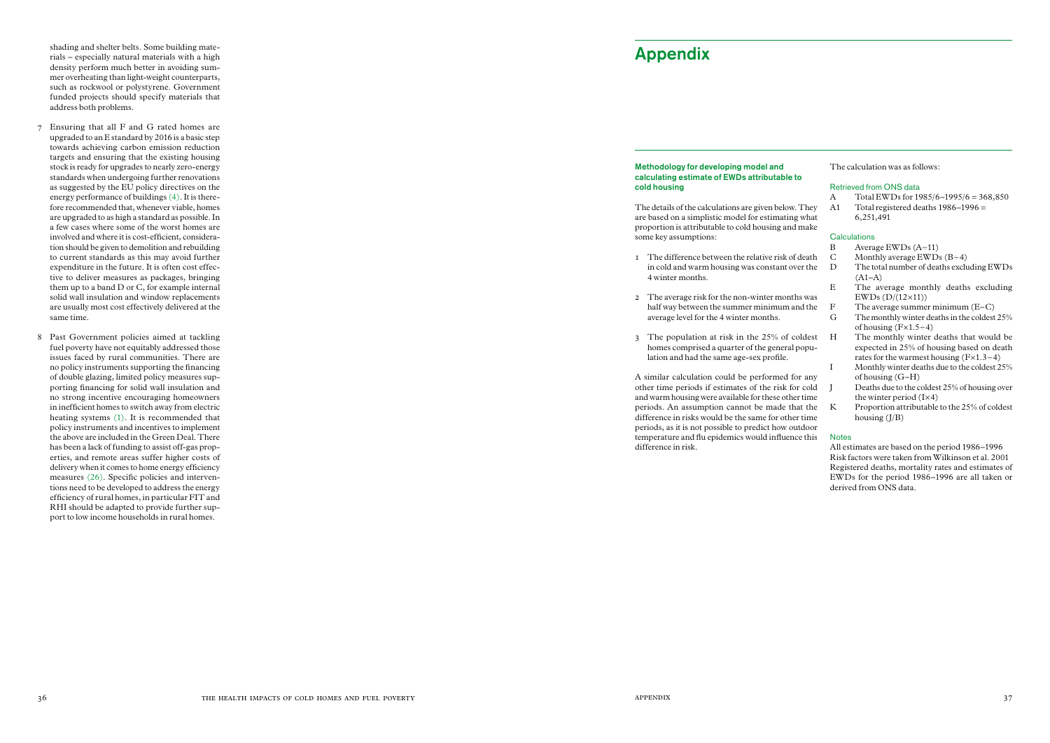shading and shelter belts. Some building materials – especially natural materials with a high density perform much better in avoiding summer overheating than light-weight counterparts, such as rockwool or polystyrene. Government funded projects should specify materials that address both problems.

7 Ensuring that all F and G rated homes are upgraded to an E standard by 2016 is a basic step towards achieving carbon emission reduction targets and ensuring that the existing housing stock is ready for upgrades to nearly zero-energy standards when undergoing further renovations as suggested by the EU policy directives on the energy performance of buildings (4). It is therefore recommended that, whenever viable, homes are upgraded to as high a standard as possible. In a few cases where some of the worst homes are involved and where it is cost-efficient, consideration should be given to demolition and rebuilding to current standards as this may avoid further expenditure in the future. It is often cost effective to deliver measures as packages, bringing them up to a band D or C, for example internal solid wall insulation and window replacements are usually most cost effectively delivered at the same time.

8 Past Government policies aimed at tackling fuel poverty have not equitably addressed those issues faced by rural communities. There are no policy instruments supporting the financing of double glazing, limited policy measures supporting financing for solid wall insulation and no strong incentive encouraging homeowners in inefficient homes to switch away from electric heating systems (1). It is recommended that policy instruments and incentives to implement the above are included in the Green Deal. There has been a lack of funding to assist off-gas properties, and remote areas suffer higher costs of delivery when it comes to home energy efficiency measures (26). Specific policies and interventions need to be developed to address the energy efficiency of rural homes, in particular FIT and RHI should be adapted to provide further support to low income households in rural homes.

# Appendix

### Methodology for developing model and calculating estimate of EWDs attributable to cold housing

The details of the calculations are given below. They are based on a simplistic model for estimating what proportion is attributable to cold housing and make some key assumptions:

1 The difference between the relative risk of death in cold and warm housing was constant over the 4 winter months.

2 The average risk for the non-winter months was half way between the summer minimum and the average level for the 4 winter months.

3 The population at risk in the 25% of coldest homes comprised a quarter of the general population and had the same age-sex profile.

A similar calculation could be performed for any other time periods if estimates of the risk for cold and warm housing were available for these other time periods. An assumption cannot be made that the difference in risks would be the same for other time periods, as it is not possible to predict how outdoor temperature and flu epidemics would influence this difference in risk.

The calculation was as follows:

#### Retrieved from ONS data

- A Total EWDs for 1985/6–1995/6 = 368,850
- A1 Total registered deaths 1986–1996 = 6,251,491

#### Calculations

- B Average EWDs (A÷11)
- C Monthly average EWDs (B÷4)
- D The total number of deaths excluding EWDs (A1–A)
- E The average monthly deaths excluding EWDs (D/(12×11))
- F The average summer minimum (E–C)
- G The monthly winter deaths in the coldest 25% of housing (F×1.5÷4)
- H The monthly winter deaths that would be expected in 25% of housing based on death rates for the warmest housing (F×1.3÷4)
- I Monthly winter deaths due to the coldest 25% of housing (G–H)
- J Deaths due to the coldest 25% of housing over the winter period (I×4)
- K Proportion attributable to the 25% of coldest housing (J/B)

#### Notes

All estimates are based on the period 1986–1996
Risk factors were taken from Wilkinson et al. 2001
Registered deaths, mortality rates and estimates of EWDs for the period 1986–1996 are all taken or derived from ONS data.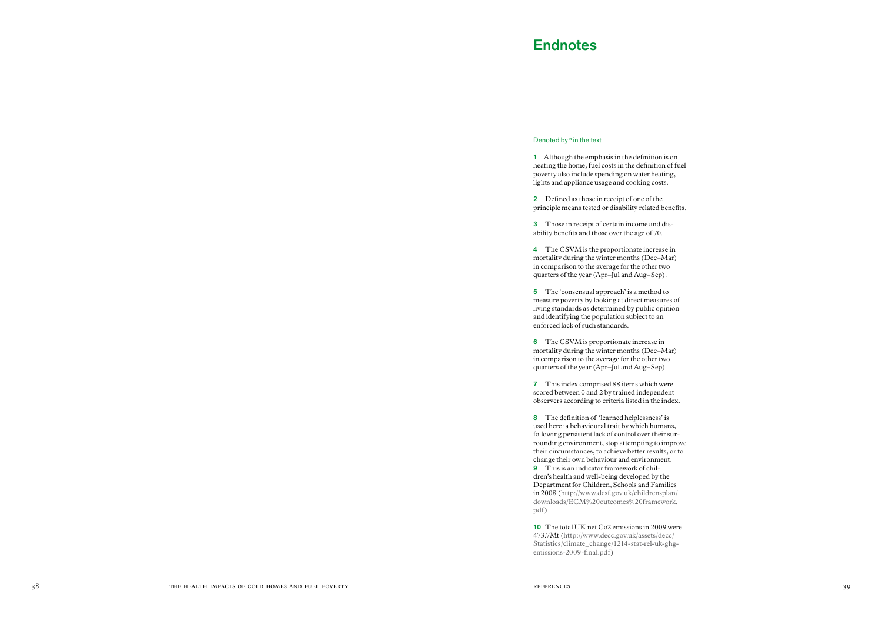# Endnotes

Denoted by [n] in the text

**1** Although the emphasis in the definition is on heating the home, fuel costs in the definition of fuel poverty also include spending on water heating, lights and appliance usage and cooking costs.

**2** Defined as those in receipt of one of the principle means tested or disability related benefits.

**3** Those in receipt of certain income and disability benefits and those over the age of 70.

**4** The CSVM is the proportionate increase in mortality during the winter months (Dec–Mar) in comparison to the average for the other two quarters of the year (Apr–Jul and Aug–Sep).

**5** The 'consensual approach' is a method to measure poverty by looking at direct measures of living standards as determined by public opinion and identifying the population subject to an enforced lack of such standards.

**6** The CSVM is proportionate increase in mortality during the winter months (Dec–Mar) in comparison to the average for the other two quarters of the year (Apr–Jul and Aug–Sep).

**7** This index comprised 88 items which were scored between 0 and 2 by trained independent observers according to criteria listed in the index.

**8** The definition of 'learned helplessness' is used here: a behavioural trait by which humans, following persistent lack of control over their surrounding environment, stop attempting to improve their circumstances, to achieve better results, or to change their own behaviour and environment.

**9** This is an indicator framework of children's health and well-being developed by the Department for Children, Schools and Families in 2008 (http://www.dcsf.gov.uk/childrensplan/downloads/ECM%20outcomes%20framework.pdf)

**10** The total UK net Co2 emissions in 2009 were 473.7Mt (http://www.decc.gov.uk/assets/decc/Statistics/climate_change/1214-stat-rel-uk-ghg-emissions-2009-final.pdf)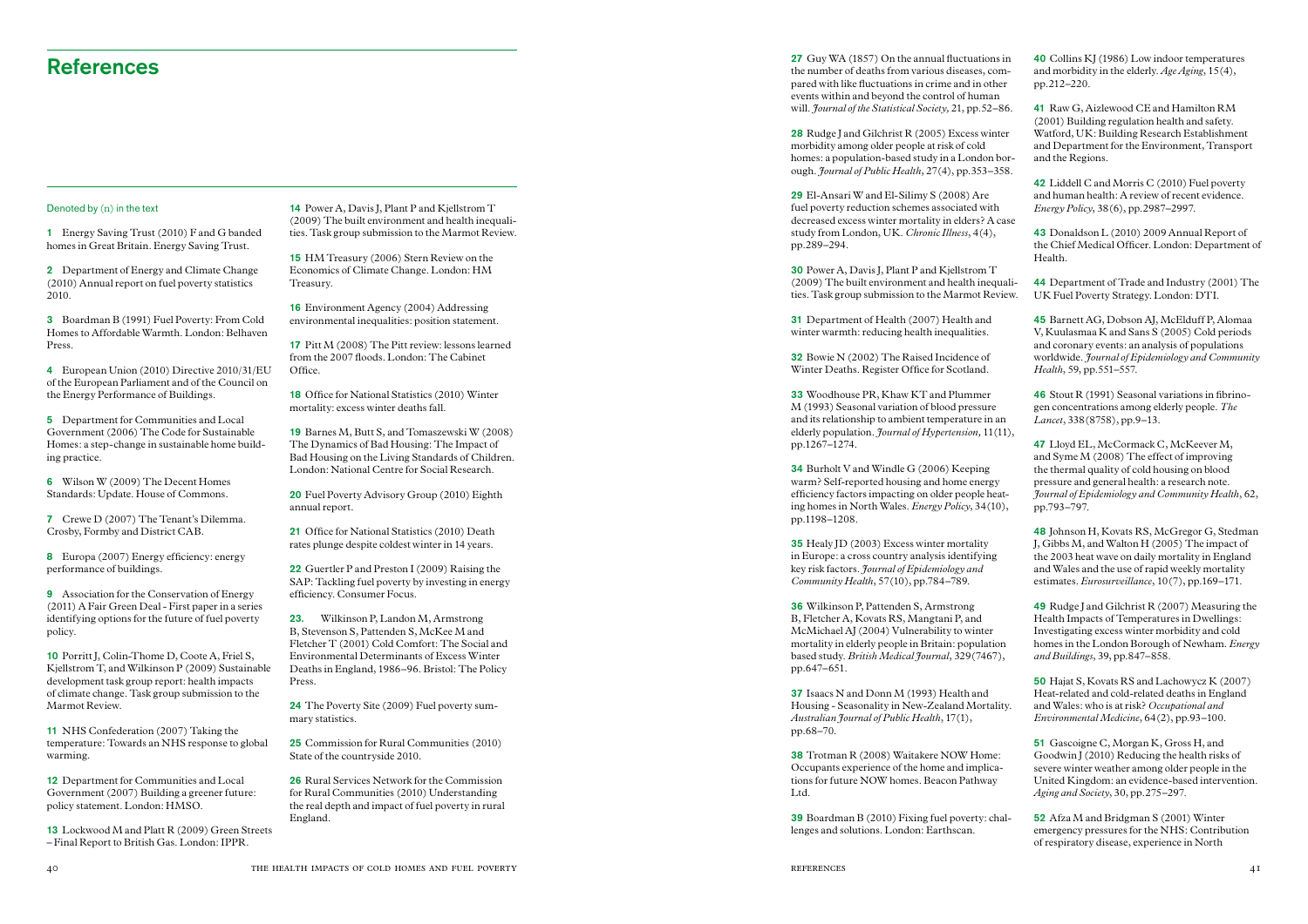# References

Denoted by (n) in the text

**1** Energy Saving Trust (2010) F and G banded homes in Great Britain. Energy Saving Trust.

**2** Department of Energy and Climate Change (2010) Annual report on fuel poverty statistics 2010.

**3** Boardman B (1991) Fuel Poverty: From Cold Homes to Affordable Warmth. London: Belhaven Press.

**4** European Union (2010) Directive 2010/31/EU of the European Parliament and of the Council on the Energy Performance of Buildings.

**5** Department for Communities and Local Government (2006) The Code for Sustainable Homes: a step-change in sustainable home building practice.

**6** Wilson W (2009) The Decent Homes Standards: Update. House of Commons.

**7** Crewe D (2007) The Tenant's Dilemma. Crosby, Formby and District CAB.

**8** Europa (2007) Energy efficiency: energy performance of buildings.

**9** Association for the Conservation of Energy (2011) A Fair Green Deal - First paper in a series identifying options for the future of fuel poverty policy.

**10** Porritt J, Colin-Thome D, Coote A, Friel S, Kjellstrom T, and Wilkinson P (2009) Sustainable development task group report: health impacts of climate change. Task group submission to the Marmot Review.

**11** NHS Confederation (2007) Taking the temperature: Towards an NHS response to global warming.

**12** Department for Communities and Local Government (2007) Building a greener future: policy statement. London: HMSO.

**13** Lockwood M and Platt R (2009) Green Streets – Final Report to British Gas. London: IPPR.

**14** Power A, Davis J, Plant P and Kjellstrom T (2009) The built environment and health inequalities. Task group submission to the Marmot Review.

**15** HM Treasury (2006) Stern Review on the Economics of Climate Change. London: HM Treasury.

**16** Environment Agency (2004) Addressing environmental inequalities: position statement.

**17** Pitt M (2008) The Pitt review: lessons learned from the 2007 floods. London: The Cabinet Office.

**18** Office for National Statistics (2010) Winter mortality: excess winter deaths fall.

**19** Barnes M, Butt S, and Tomaszewski W (2008) The Dynamics of Bad Housing: The Impact of Bad Housing on the Living Standards of Children. London: National Centre for Social Research.

**20** Fuel Poverty Advisory Group (2010) Eighth annual report.

**21** Office for National Statistics (2010) Death rates plunge despite coldest winter in 14 years.

**22** Guertler P and Preston I (2009) Raising the SAP: Tackling fuel poverty by investing in energy efficiency. Consumer Focus.

**23.** Wilkinson P, Landon M, Armstrong B, Stevenson S, Pattenden S, McKee M and Fletcher T (2001) Cold Comfort: The Social and Environmental Determinants of Excess Winter Deaths in England, 1986–96. Bristol: The Policy Press.

**24** The Poverty Site (2009) Fuel poverty summary statistics.

**25** Commission for Rural Communities (2010) State of the countryside 2010.

**26** Rural Services Network for the Commission for Rural Communities (2010) Understanding the real depth and impact of fuel poverty in rural England.

**27** Guy WA (1857) On the annual fluctuations in the number of deaths from various diseases, compared with like fluctuations in crime and in other events within and beyond the control of human will. *Journal of the Statistical Society*, 21, pp.52–86.

**28** Rudge J and Gilchrist R (2005) Excess winter morbidity among older people at risk of cold homes: a population-based study in a London borough. *Journal of Public Health*, 27(4), pp.353–358.

**29** El-Ansari W and El-Silimy S (2008) Are fuel poverty reduction schemes associated with decreased excess winter mortality in elders? A case study from London, UK. *Chronic Illness*, 4(4), pp.289–294.

**30** Power A, Davis J, Plant P and Kjellstrom T (2009) The built environment and health inequalities. Task group submission to the Marmot Review.

**31** Department of Health (2007) Health and winter warmth: reducing health inequalities.

**32** Bowie N (2002) The Raised Incidence of Winter Deaths. Register Office for Scotland.

**33** Woodhouse PR, Khaw KT and Plummer M (1993) Seasonal variation of blood pressure and its relationship to ambient temperature in an elderly population. *Journal of Hypertension*, 11(11), pp.1267–1274.

**34** Burholt V and Windle G (2006) Keeping warm? Self-reported housing and home energy efficiency factors impacting on older people heating homes in North Wales. *Energy Policy*, 34(10), pp.1198–1208.

**35** Healy JD (2003) Excess winter mortality in Europe: a cross country analysis identifying key risk factors. *Journal of Epidemiology and Community Health*, 57(10), pp.784–789.

**36** Wilkinson P, Pattenden S, Armstrong B, Fletcher A, Kovats RS, Mangtani P, and McMichael AJ (2004) Vulnerability to winter mortality in elderly people in Britain: population based study. *British Medical Journal*, 329(7467), pp.647–651.

**37** Isaacs N and Donn M (1993) Health and Housing - Seasonality in New-Zealand Mortality. *Australian Journal of Public Health*, 17(1), pp.68–70.

**38** Trotman R (2008) Waitakere NOW Home: Occupants experience of the home and implications for future NOW homes. Beacon Pathway Ltd.

**39** Boardman B (2010) Fixing fuel poverty: challenges and solutions. London: Earthscan.

**40** Collins KJ (1986) Low indoor temperatures and morbidity in the elderly. *Age Aging*, 15(4), pp.212–220.

**41** Raw G, Aizlewood CE and Hamilton RM (2001) Building regulation health and safety. Watford, UK: Building Research Establishment and Department for the Environment, Transport and the Regions.

**42** Liddell C and Morris C (2010) Fuel poverty and human health: A review of recent evidence. *Energy Policy*, 38(6), pp.2987–2997.

**43** Donaldson L (2010) 2009 Annual Report of the Chief Medical Officer. London: Department of Health.

**44** Department of Trade and Industry (2001) The UK Fuel Poverty Strategy. London: DTI.

**45** Barnett AG, Dobson AJ, McElduff P, Alomaa V, Kuulasmaa K and Sans S (2005) Cold periods and coronary events: an analysis of populations worldwide. *Journal of Epidemiology and Community Health*, 59, pp.551–557.

**46** Stout R (1991) Seasonal variations in fibrinogen concentrations among elderly people. *The Lancet*, 338(8758), pp.9–13.

**47** Lloyd EL, McCormack C, McKeever M, and Syme M (2008) The effect of improving the thermal quality of cold housing on blood pressure and general health: a research note. *Journal of Epidemiology and Community Health*, 62, pp.793–797.

**48** Johnson H, Kovats RS, McGregor G, Stedman J, Gibbs M, and Walton H (2005) The impact of the 2003 heat wave on daily mortality in England and Wales and the use of rapid weekly mortality estimates. *Eurosurveillance*, 10(7), pp.169–171.

**49** Rudge J and Gilchrist R (2007) Measuring the Health Impacts of Temperatures in Dwellings: Investigating excess winter morbidity and cold homes in the London Borough of Newham. *Energy and Buildings*, 39, pp.847–858.

**50** Hajat S, Kovats RS and Lachowycz K (2007) Heat-related and cold-related deaths in England and Wales: who is at risk? *Occupational and Environmental Medicine*, 64(2), pp.93–100.

**51** Gascoigne C, Morgan K, Gross H, and Goodwin J (2010) Reducing the health risks of severe winter weather among older people in the United Kingdom: an evidence-based intervention. *Aging and Society*, 30, pp.275–297.

**52** Afza M and Bridgman S (2001) Winter emergency pressures for the NHS: Contribution of respiratory disease, experience in North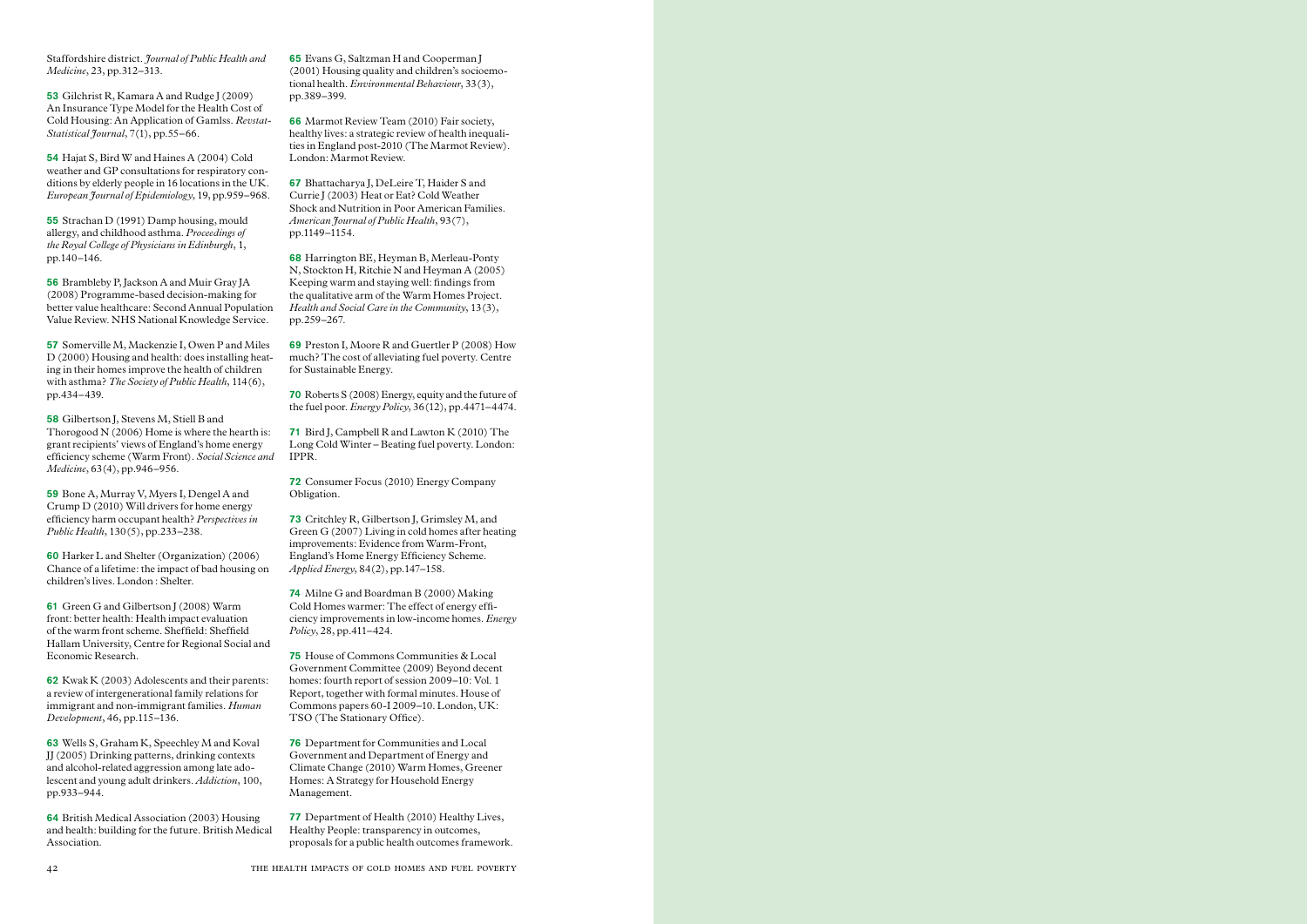Staffordshire district. *Journal of Public Health and Medicine*, 23, pp.312–313.

**53** Gilchrist R, Kamara A and Rudge J (2009) An Insurance Type Model for the Health Cost of Cold Housing: An Application of Gamlss. *Revstat-Statistical Journal*, 7(1), pp.55–66.

**54** Hajat S, Bird W and Haines A (2004) Cold weather and GP consultations for respiratory conditions by elderly people in 16 locations in the UK. *European Journal of Epidemiology*, 19, pp.959–968.

**55** Strachan D (1991) Damp housing, mould allergy, and childhood asthma. *Proceedings of the Royal College of Physicians in Edinburgh*, 1, pp.140–146.

**56** Brambleby P, Jackson A and Muir Gray JA (2008) Programme-based decision-making for better value healthcare: Second Annual Population Value Review. NHS National Knowledge Service.

**57** Somerville M, Mackenzie I, Owen P and Miles D (2000) Housing and health: does installing heating in their homes improve the health of children with asthma? *The Society of Public Health*, 114(6), pp.434–439.

**58** Gilbertson J, Stevens M, Stiell B and Thorogood N (2006) Home is where the hearth is: grant recipients' views of England's home energy efficiency scheme (Warm Front). *Social Science and Medicine*, 63(4), pp.946–956.

**59** Bone A, Murray V, Myers I, Dengel A and Crump D (2010) Will drivers for home energy efficiency harm occupant health? *Perspectives in Public Health*, 130(5), pp.233–238.

**60** Harker L and Shelter (Organization) (2006) Chance of a lifetime: the impact of bad housing on children's lives. London : Shelter.

**61** Green G and Gilbertson J (2008) Warm front: better health: Health impact evaluation of the warm front scheme. Sheffield: Sheffield Hallam University, Centre for Regional Social and Economic Research.

**62** Kwak K (2003) Adolescents and their parents: a review of intergenerational family relations for immigrant and non-immigrant families. *Human Development*, 46, pp.115–136.

**63** Wells S, Graham K, Speechley M and Koval JJ (2005) Drinking patterns, drinking contexts and alcohol-related aggression among late adolescent and young adult drinkers. *Addiction*, 100, pp.933–944.

**64** British Medical Association (2003) Housing and health: building for the future. British Medical Association.

**65** Evans G, Saltzman H and Cooperman J (2001) Housing quality and children's socioemotional health. *Environmental Behaviour*, 33(3), pp.389–399.

**66** Marmot Review Team (2010) Fair society, healthy lives: a strategic review of health inequalities in England post-2010 (The Marmot Review). London: Marmot Review.

**67** Bhattacharya J, DeLeire T, Haider S and Currie J (2003) Heat or Eat? Cold Weather Shock and Nutrition in Poor American Families. *American Journal of Public Health*, 93(7), pp.1149–1154.

**68** Harrington BE, Heyman B, Merleau-Ponty N, Stockton H, Ritchie N and Heyman A (2005) Keeping warm and staying well: findings from the qualitative arm of the Warm Homes Project. *Health and Social Care in the Community*, 13(3), pp.259–267.

**69** Preston I, Moore R and Guertler P (2008) How much? The cost of alleviating fuel poverty. Centre for Sustainable Energy.

**70** Roberts S (2008) Energy, equity and the future of the fuel poor. *Energy Policy*, 36(12), pp.4471–4474.

**71** Bird J, Campbell R and Lawton K (2010) The Long Cold Winter – Beating fuel poverty. London: IPPR.

**72** Consumer Focus (2010) Energy Company Obligation.

**73** Critchley R, Gilbertson J, Grimsley M, and Green G (2007) Living in cold homes after heating improvements: Evidence from Warm-Front, England's Home Energy Efficiency Scheme. *Applied Energy*, 84(2), pp.147–158.

**74** Milne G and Boardman B (2000) Making Cold Homes warmer: The effect of energy efficiency improvements in low-income homes. *Energy Policy*, 28, pp.411–424.

**75** House of Commons Communities & Local Government Committee (2009) Beyond decent homes: fourth report of session 2009–10: Vol. 1 Report, together with formal minutes. House of Commons papers 60-I 2009–10. London, UK: TSO (The Stationary Office).

**76** Department for Communities and Local Government and Department of Energy and Climate Change (2010) Warm Homes, Greener Homes: A Strategy for Household Energy Management.

**77** Department of Health (2010) Healthy Lives, Healthy People: transparency in outcomes, proposals for a public health outcomes framework.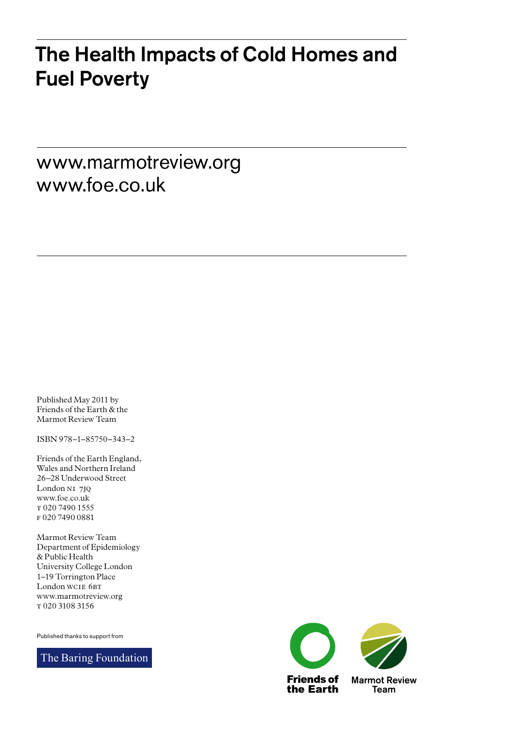# The Health Impacts of Cold Homes and Fuel Poverty

www.marmotreview.org
www.foe.co.uk

Published May 2011 by
Friends of the Earth & the
Marmot Review Team

ISBN 978–1–85750–343–2

Friends of the Earth England,
Wales and Northern Ireland
26–28 Underwood Street
London N1 7JQ
www.foe.co.uk
T 020 7490 1555
F 020 7490 0881

Marmot Review Team
Department of Epidemiology
& Public Health
University College London
1–19 Torrington Place
London WC1E 6BT
www.marmotreview.org
T 020 3108 3156

Published thanks to support from

The Baring Foundation

Friends of the Earth

Marmot Review Team